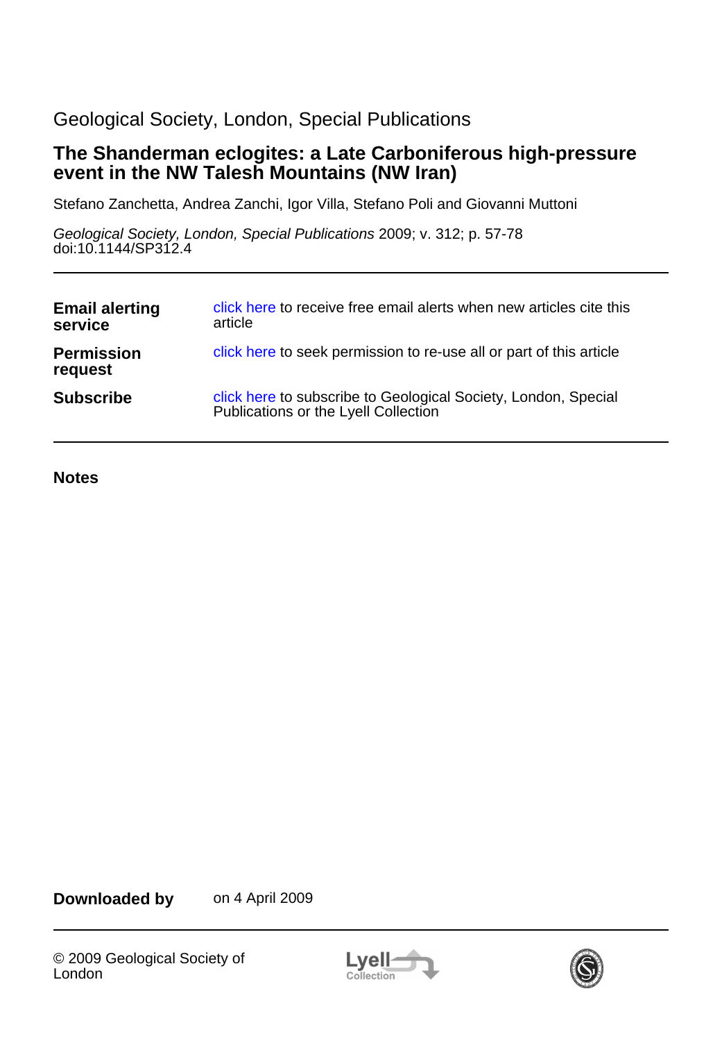Geological Society, London, Special Publications

# The Shanderman eclogites: a Late Carboniferous high-pressure event in the NW Talesh Mountains (NW Iran)

Stefano Zanchetta, Andrea Zanchi, Igor Villa, Stefano Poli and Giovanni Muttoni

*Geological Society, London, Special Publications* 2009; v. 312; p. 57-78
doi:10.1144/SP312.4

| | |
|---|---|
| **Email alerting service** | click here to receive free email alerts when new articles cite this article |
| **Permission request** | click here to seek permission to re-use all or part of this article |
| **Subscribe** | click here to subscribe to Geological Society, London, Special Publications or the Lyell Collection |

**Notes**

**Downloaded by** on 4 April 2009

© 2009 Geological Society of London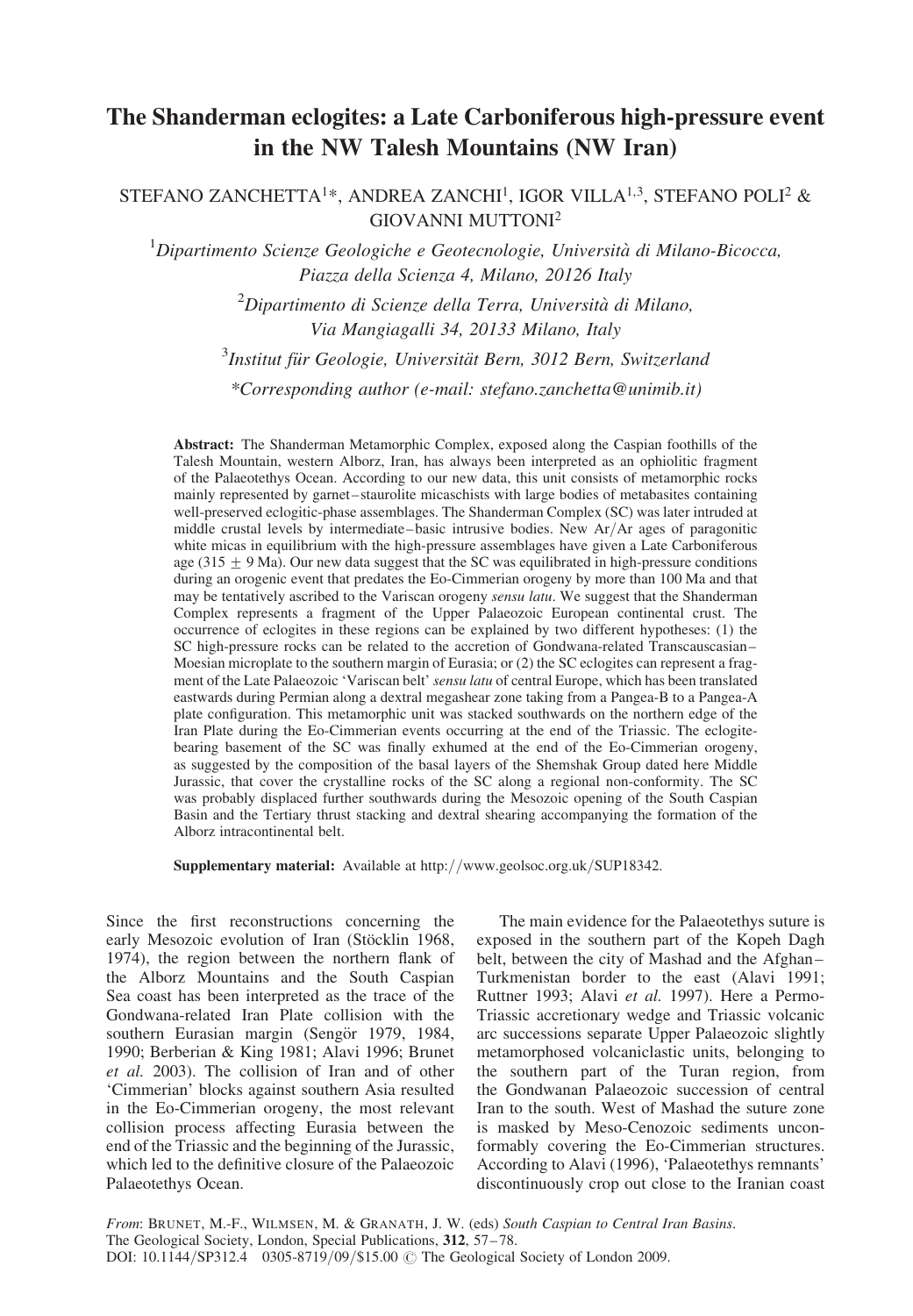# The Shanderman eclogites: a Late Carboniferous high-pressure event in the NW Talesh Mountains (NW Iran)

STEFANO ZANCHETTA[1]*, ANDREA ZANCHI[1], IGOR VILLA[1,3], STEFANO POLI[2] & GIOVANNI MUTTONI[2]

[1]*Dipartimento Scienze Geologiche e Geotecnologie, Università di Milano-Bicocca, Piazza della Scienza 4, Milano, 20126 Italy*

[2]*Dipartimento di Scienze della Terra, Università di Milano, Via Mangiagalli 34, 20133 Milano, Italy*

[3]*Institut für Geologie, Universität Bern, 3012 Bern, Switzerland*

*\*Corresponding author (e-mail: stefano.zanchetta@unimib.it)*

**Abstract:** The Shanderman Metamorphic Complex, exposed along the Caspian foothills of the Talesh Mountain, western Alborz, Iran, has always been interpreted as an ophiolitic fragment of the Palaeotethys Ocean. According to our new data, this unit consists of metamorphic rocks mainly represented by garnet–staurolite micaschists with large bodies of metabasites containing well-preserved eclogitic-phase assemblages. The Shanderman Complex (SC) was later intruded at middle crustal levels by intermediate–basic intrusive bodies. New Ar/Ar ages of paragonitic white micas in equilibrium with the high-pressure assemblages have given a Late Carboniferous age ($315 \pm 9$ Ma). Our new data suggest that the SC was equilibrated in high-pressure conditions during an orogenic event that predates the Eo-Cimmerian orogeny by more than 100 Ma and that may be tentatively ascribed to the Variscan orogeny *sensu latu*. We suggest that the Shanderman Complex represents a fragment of the Upper Palaeozoic European continental crust. The occurrence of eclogites in these regions can be explained by two different hypotheses: (1) the SC high-pressure rocks can be related to the accretion of Gondwana-related Transcauscasian–Moesian microplate to the southern margin of Eurasia; or (2) the SC eclogites can represent a fragment of the Late Palaeozoic 'Variscan belt' *sensu latu* of central Europe, which has been translated eastwards during Permian along a dextral megashear zone taking from a Pangea-B to a Pangea-A plate configuration. This metamorphic unit was stacked southwards on the northern edge of the Iran Plate during the Eo-Cimmerian events occurring at the end of the Triassic. The eclogite-bearing basement of the SC was finally exhumed at the end of the Eo-Cimmerian orogeny, as suggested by the composition of the basal layers of the Shemshak Group dated here Middle Jurassic, that cover the crystalline rocks of the SC along a regional non-conformity. The SC was probably displaced further southwards during the Mesozoic opening of the South Caspian Basin and the Tertiary thrust stacking and dextral shearing accompanying the formation of the Alborz intracontinental belt.

**Supplementary material:** Available at http://www.geolsoc.org.uk/SUP18342.

Since the first reconstructions concerning the early Mesozoic evolution of Iran (Stöcklin 1968, 1974), the region between the northern flank of the Alborz Mountains and the South Caspian Sea coast has been interpreted as the trace of the Gondwana-related Iran Plate collision with the southern Eurasian margin (Sengör 1979, 1984, 1990; Berberian & King 1981; Alavi 1996; Brunet *et al.* 2003). The collision of Iran and of other 'Cimmerian' blocks against southern Asia resulted in the Eo-Cimmerian orogeny, the most relevant collision process affecting Eurasia between the end of the Triassic and the beginning of the Jurassic, which led to the definitive closure of the Palaeozoic Palaeotethys Ocean.

The main evidence for the Palaeotethys suture is exposed in the southern part of the Kopeh Dagh belt, between the city of Mashad and the Afghan–Turkmenistan border to the east (Alavi 1991; Ruttner 1993; Alavi *et al.* 1997). Here a Permo-Triassic accretionary wedge and Triassic volcanic arc successions separate Upper Palaeozoic slightly metamorphosed volcaniclastic units, belonging to the southern part of the Turan region, from the Gondwanan Palaeozoic succession of central Iran to the south. West of Mashad the suture zone is masked by Meso-Cenozoic sediments unconformably covering the Eo-Cimmerian structures. According to Alavi (1996), 'Palaeotethys remnants' discontinuously crop out close to the Iranian coast

From: Brunet, M.-F., Wilmsen, M. & Granath, J. W. (eds) *South Caspian to Central Iran Basins*. The Geological Society, London, Special Publications, **312**, 57–78.
DOI: 10.1144/SP312.4 0305-8719/09/$15.00 © The Geological Society of London 2009.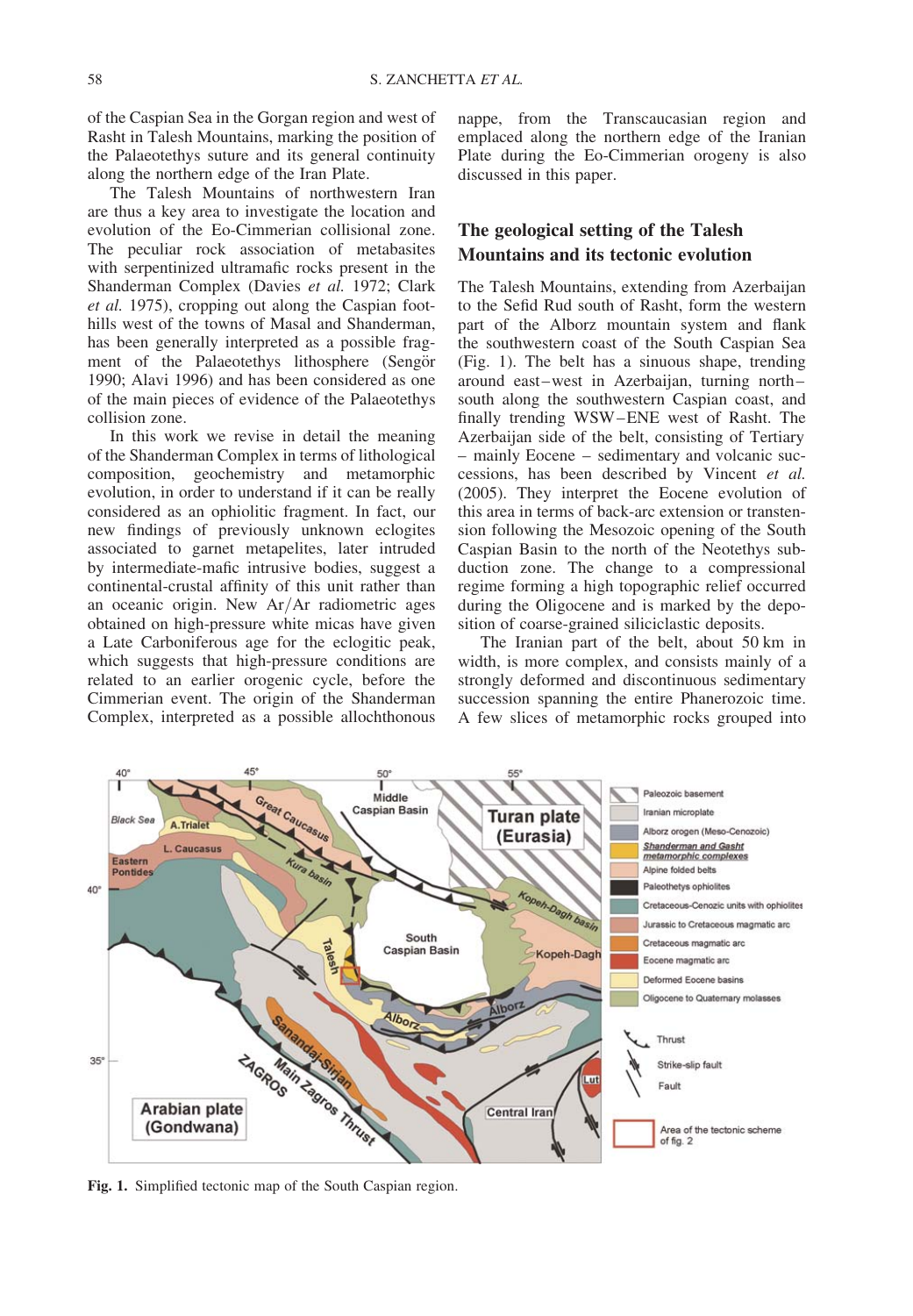of the Caspian Sea in the Gorgan region and west of Rasht in Talesh Mountains, marking the position of the Palaeotethys suture and its general continuity along the northern edge of the Iran Plate.

The Talesh Mountains of northwestern Iran are thus a key area to investigate the location and evolution of the Eo-Cimmerian collisional zone. The peculiar rock association of metabasites with serpentinized ultramafic rocks present in the Shanderman Complex (Davies *et al.* 1972; Clark *et al.* 1975), cropping out along the Caspian foothills west of the towns of Masal and Shanderman, has been generally interpreted as a possible fragment of the Palaeotethys lithosphere (Sengör 1990; Alavi 1996) and has been considered as one of the main pieces of evidence of the Palaeotethys collision zone.

In this work we revise in detail the meaning of the Shanderman Complex in terms of lithological composition, geochemistry and metamorphic evolution, in order to understand if it can be really considered as an ophiolitic fragment. In fact, our new findings of previously unknown eclogites associated to garnet metapelites, later intruded by intermediate-mafic intrusive bodies, suggest a continental-crustal affinity of this unit rather than an oceanic origin. New Ar/Ar radiometric ages obtained on high-pressure white micas have given a Late Carboniferous age for the eclogitic peak, which suggests that high-pressure conditions are related to an earlier orogenic cycle, before the Cimmerian event. The origin of the Shanderman Complex, interpreted as a possible allochthonous nappe, from the Transcaucasian region and emplaced along the northern edge of the Iranian Plate during the Eo-Cimmerian orogeny is also discussed in this paper.

## The geological setting of the Talesh Mountains and its tectonic evolution

The Talesh Mountains, extending from Azerbaijan to the Sefid Rud south of Rasht, form the western part of the Alborz mountain system and flank the southwestern coast of the South Caspian Sea (Fig. 1). The belt has a sinuous shape, trending around east–west in Azerbaijan, turning north–south along the southwestern Caspian coast, and finally trending WSW–ENE west of Rasht. The Azerbaijan side of the belt, consisting of Tertiary – mainly Eocene – sedimentary and volcanic successions, has been described by Vincent *et al.* (2005). They interpret the Eocene evolution of this area in terms of back-arc extension or transtension following the Mesozoic opening of the South Caspian Basin to the north of the Neotethys subduction zone. The change to a compressional regime forming a high topographic relief occurred during the Oligocene and is marked by the deposition of coarse-grained siliciclastic deposits.

The Iranian part of the belt, about 50 km in width, is more complex, and consists mainly of a strongly deformed and discontinuous sedimentary succession spanning the entire Phanerozoic time. A few slices of metamorphic rocks grouped into

**Fig. 1.** Simplified tectonic map of the South Caspian region.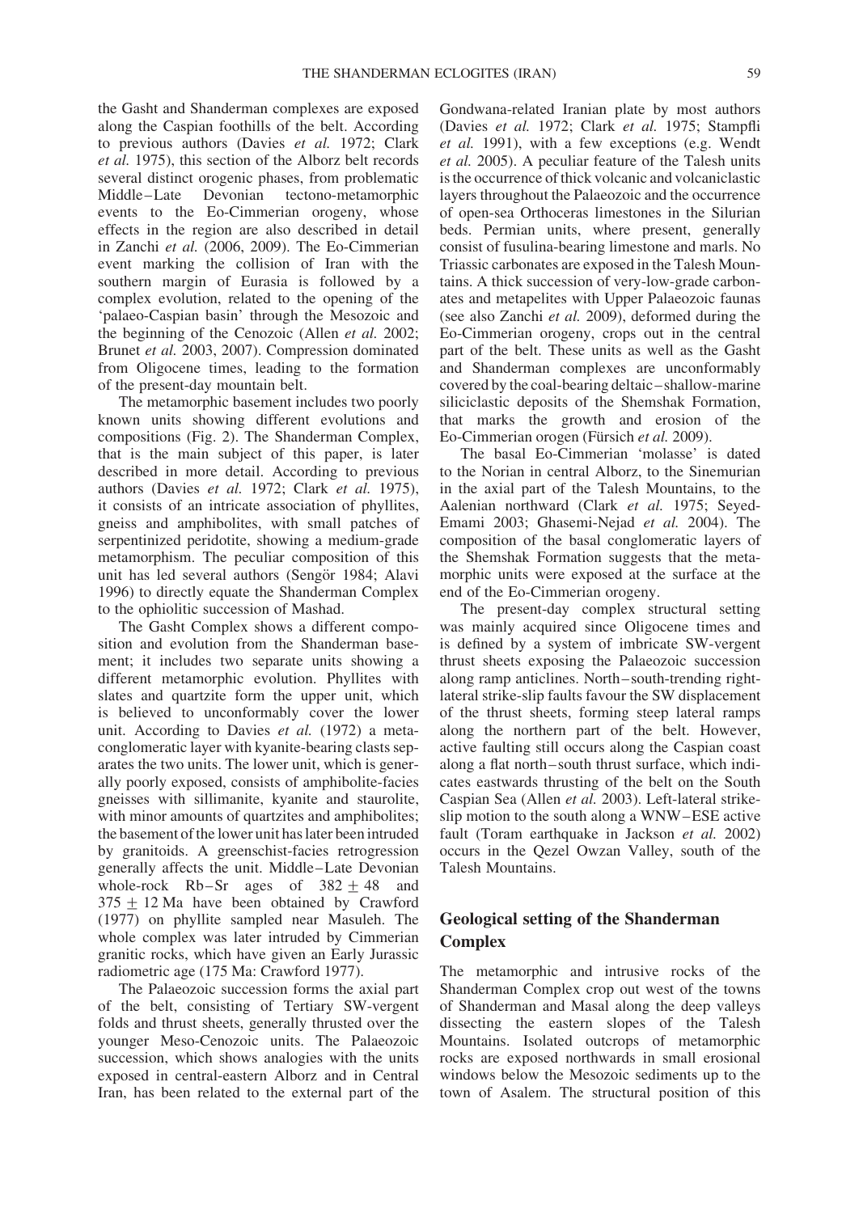the Gasht and Shanderman complexes are exposed along the Caspian foothills of the belt. According to previous authors (Davies *et al.* 1972; Clark *et al.* 1975), this section of the Alborz belt records several distinct orogenic phases, from problematic Middle–Late Devonian tectono-metamorphic events to the Eo-Cimmerian orogeny, whose effects in the region are also described in detail in Zanchi *et al.* (2006, 2009). The Eo-Cimmerian event marking the collision of Iran with the southern margin of Eurasia is followed by a complex evolution, related to the opening of the 'palaeo-Caspian basin' through the Mesozoic and the beginning of the Cenozoic (Allen *et al.* 2002; Brunet *et al.* 2003, 2007). Compression dominated from Oligocene times, leading to the formation of the present-day mountain belt.

The metamorphic basement includes two poorly known units showing different evolutions and compositions (Fig. 2). The Shanderman Complex, that is the main subject of this paper, is later described in more detail. According to previous authors (Davies *et al.* 1972; Clark *et al.* 1975), it consists of an intricate association of phyllites, gneiss and amphibolites, with small patches of serpentinized peridotite, showing a medium-grade metamorphism. The peculiar composition of this unit has led several authors (Sengör 1984; Alavi 1996) to directly equate the Shanderman Complex to the ophiolitic succession of Mashad.

The Gasht Complex shows a different composition and evolution from the Shanderman basement; it includes two separate units showing a different metamorphic evolution. Phyllites with slates and quartzite form the upper unit, which is believed to unconformably cover the lower unit. According to Davies *et al.* (1972) a meta-conglomeratic layer with kyanite-bearing clasts separates the two units. The lower unit, which is generally poorly exposed, consists of amphibolite-facies gneisses with sillimanite, kyanite and staurolite, with minor amounts of quartzites and amphibolites; the basement of the lower unit has later been intruded by granitoids. A greenschist-facies retrogression generally affects the unit. Middle–Late Devonian whole-rock Rb–Sr ages of $382 \pm 48$ and $375 \pm 12$ Ma have been obtained by Crawford (1977) on phyllite sampled near Masuleh. The whole complex was later intruded by Cimmerian granitic rocks, which have given an Early Jurassic radiometric age (175 Ma: Crawford 1977).

The Palaeozoic succession forms the axial part of the belt, consisting of Tertiary SW-vergent folds and thrust sheets, generally thrusted over the younger Meso-Cenozoic units. The Palaeozoic succession, which shows analogies with the units exposed in central-eastern Alborz and in Central Iran, has been related to the external part of the Gondwana-related Iranian plate by most authors (Davies *et al.* 1972; Clark *et al.* 1975; Stampfli *et al.* 1991), with a few exceptions (e.g. Wendt *et al.* 2005). A peculiar feature of the Talesh units is the occurrence of thick volcanic and volcaniclastic layers throughout the Palaeozoic and the occurrence of open-sea Orthoceras limestones in the Silurian beds. Permian units, where present, generally consist of fusulina-bearing limestone and marls. No Triassic carbonates are exposed in the Talesh Mountains. A thick succession of very-low-grade carbonates and metapelites with Upper Palaeozoic faunas (see also Zanchi *et al.* 2009), deformed during the Eo-Cimmerian orogeny, crops out in the central part of the belt. These units as well as the Gasht and Shanderman complexes are unconformably covered by the coal-bearing deltaic–shallow-marine siliciclastic deposits of the Shemshak Formation, that marks the growth and erosion of the Eo-Cimmerian orogen (Fürsich *et al.* 2009).

The basal Eo-Cimmerian 'molasse' is dated to the Norian in central Alborz, to the Sinemurian in the axial part of the Talesh Mountains, to the Aalenian northward (Clark *et al.* 1975; Seyed-Emami 2003; Ghasemi-Nejad *et al.* 2004). The composition of the basal conglomeratic layers of the Shemshak Formation suggests that the metamorphic units were exposed at the surface at the end of the Eo-Cimmerian orogeny.

The present-day complex structural setting was mainly acquired since Oligocene times and is defined by a system of imbricate SW-vergent thrust sheets exposing the Palaeozoic succession along ramp anticlines. North–south-trending right-lateral strike-slip faults favour the SW displacement of the thrust sheets, forming steep lateral ramps along the northern part of the belt. However, active faulting still occurs along the Caspian coast along a flat north–south thrust surface, which indicates eastwards thrusting of the belt on the South Caspian Sea (Allen *et al.* 2003). Left-lateral strike-slip motion to the south along a WNW–ESE active fault (Toram earthquake in Jackson *et al.* 2002) occurs in the Qezel Owzan Valley, south of the Talesh Mountains.

## Geological setting of the Shanderman Complex

The metamorphic and intrusive rocks of the Shanderman Complex crop out west of the towns of Shanderman and Masal along the deep valleys dissecting the eastern slopes of the Talesh Mountains. Isolated outcrops of metamorphic rocks are exposed northwards in small erosional windows below the Mesozoic sediments up to the town of Asalem. The structural position of this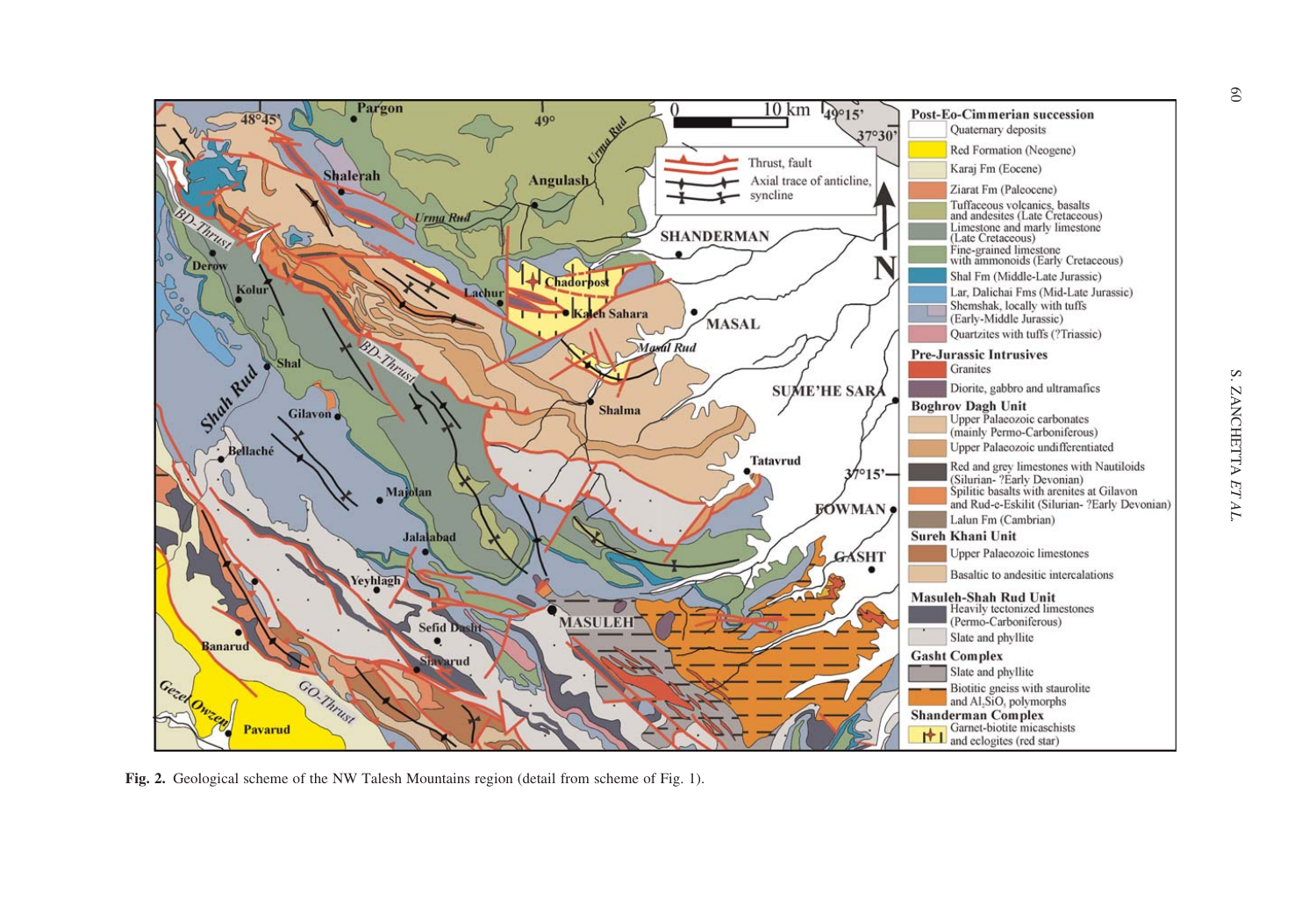**Fig. 2.** Geological scheme of the NW Talesh Mountains region (detail from scheme of Fig. 1).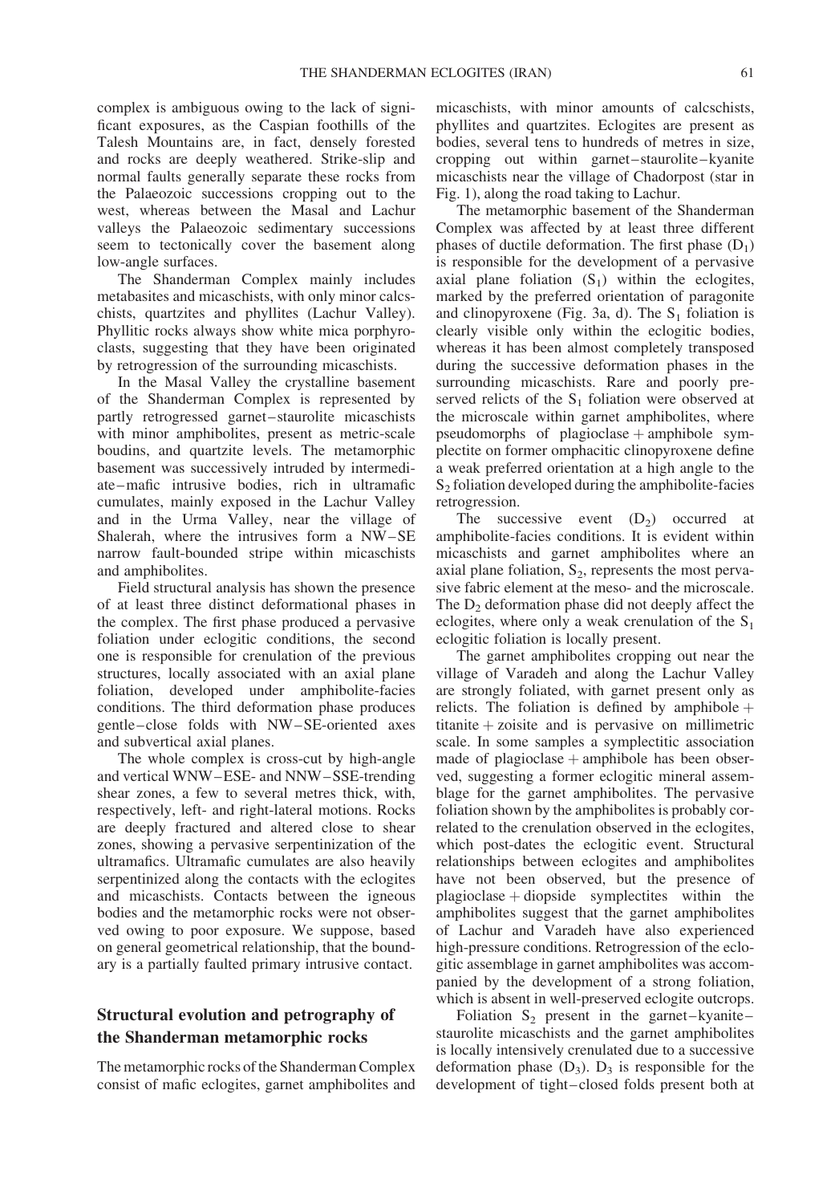complex is ambiguous owing to the lack of significant exposures, as the Caspian foothills of the Talesh Mountains are, in fact, densely forested and rocks are deeply weathered. Strike-slip and normal faults generally separate these rocks from the Palaeozoic successions cropping out to the west, whereas between the Masal and Lachur valleys the Palaeozoic sedimentary successions seem to tectonically cover the basement along low-angle surfaces.

The Shanderman Complex mainly includes metabasites and micaschists, with only minor calcschists, quartzites and phyllites (Lachur Valley). Phyllitic rocks always show white mica porphyroclasts, suggesting that they have been originated by retrogression of the surrounding micaschists.

In the Masal Valley the crystalline basement of the Shanderman Complex is represented by partly retrogressed garnet–staurolite micaschists with minor amphibolites, present as metric-scale boudins, and quartzite levels. The metamorphic basement was successively intruded by intermediate–mafic intrusive bodies, rich in ultramafic cumulates, mainly exposed in the Lachur Valley and in the Urma Valley, near the village of Shalerah, where the intrusives form a NW–SE narrow fault-bounded stripe within micaschists and amphibolites.

Field structural analysis has shown the presence of at least three distinct deformational phases in the complex. The first phase produced a pervasive foliation under eclogitic conditions, the second one is responsible for crenulation of the previous structures, locally associated with an axial plane foliation, developed under amphibolite-facies conditions. The third deformation phase produces gentle–close folds with NW–SE-oriented axes and subvertical axial planes.

The whole complex is cross-cut by high-angle and vertical WNW–ESE- and NNW–SSE-trending shear zones, a few to several metres thick, with, respectively, left- and right-lateral motions. Rocks are deeply fractured and altered close to shear zones, showing a pervasive serpentinization of the ultramafics. Ultramafic cumulates are also heavily serpentinized along the contacts with the eclogites and micaschists. Contacts between the igneous bodies and the metamorphic rocks were not observed owing to poor exposure. We suppose, based on general geometrical relationship, that the boundary is a partially faulted primary intrusive contact.

## Structural evolution and petrography of the Shanderman metamorphic rocks

The metamorphic rocks of the Shanderman Complex consist of mafic eclogites, garnet amphibolites and micaschists, with minor amounts of calcschists, phyllites and quartzites. Eclogites are present as bodies, several tens to hundreds of metres in size, cropping out within garnet–staurolite–kyanite micaschists near the village of Chadorpost (star in Fig. 1), along the road taking to Lachur.

The metamorphic basement of the Shanderman Complex was affected by at least three different phases of ductile deformation. The first phase ($D_1$) is responsible for the development of a pervasive axial plane foliation ($S_1$) within the eclogites, marked by the preferred orientation of paragonite and clinopyroxene (Fig. 3a, d). The $S_1$ foliation is clearly visible only within the eclogitic bodies, whereas it has been almost completely transposed during the successive deformation phases in the surrounding micaschists. Rare and poorly preserved relicts of the $S_1$ foliation were observed at the microscale within garnet amphibolites, where pseudomorphs of plagioclase + amphibole symplectite on former omphacitic clinopyroxene define a weak preferred orientation at a high angle to the $S_2$ foliation developed during the amphibolite-facies retrogression.

The successive event ($D_2$) occurred at amphibolite-facies conditions. It is evident within micaschists and garnet amphibolites where an axial plane foliation, $S_2$, represents the most pervasive fabric element at the meso- and the microscale. The $D_2$ deformation phase did not deeply affect the eclogites, where only a weak crenulation of the $S_1$ eclogitic foliation is locally present.

The garnet amphibolites cropping out near the village of Varadeh and along the Lachur Valley are strongly foliated, with garnet present only as relicts. The foliation is defined by amphibole + titanite + zoisite and is pervasive on millimetric scale. In some samples a symplectitic association made of plagioclase + amphibole has been observed, suggesting a former eclogitic mineral assemblage for the garnet amphibolites. The pervasive foliation shown by the amphibolites is probably correlated to the crenulation observed in the eclogites, which post-dates the eclogitic event. Structural relationships between eclogites and amphibolites have not been observed, but the presence of plagioclase + diopside symplectites within the amphibolites suggest that the garnet amphibolites of Lachur and Varadeh have also experienced high-pressure conditions. Retrogression of the eclogitic assemblage in garnet amphibolites was accompanied by the development of a strong foliation, which is absent in well-preserved eclogite outcrops.

Foliation $S_2$ present in the garnet–kyanite–staurolite micaschists and the garnet amphibolites is locally intensively crenulated due to a successive deformation phase ($D_3$). $D_3$ is responsible for the development of tight–closed folds present both at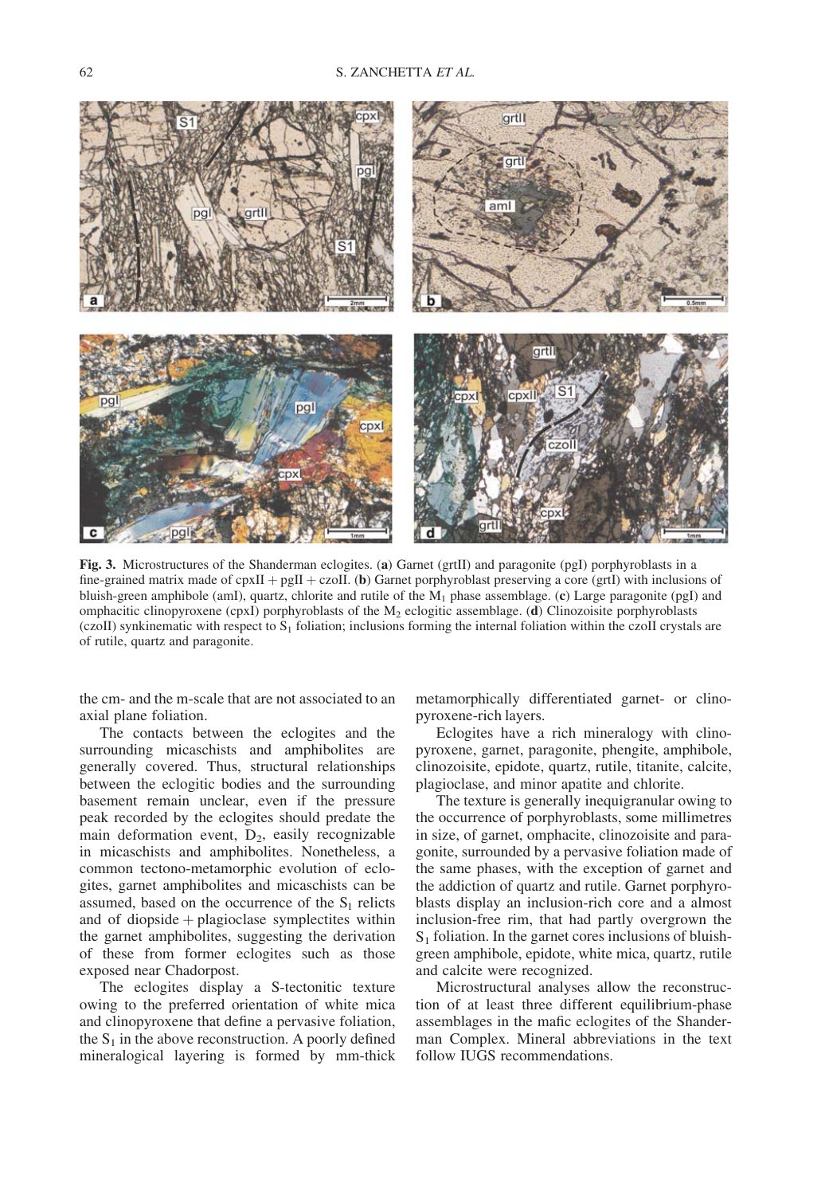**Fig. 3.** Microstructures of the Shanderman eclogites. (**a**) Garnet (grtII) and paragonite (pgI) porphyroblasts in a fine-grained matrix made of cpxII + pgII + czoII. (**b**) Garnet porphyroblast preserving a core (grtI) with inclusions of bluish-green amphibole (amI), quartz, chlorite and rutile of the $M_1$ phase assemblage. (**c**) Large paragonite (pgI) and omphacitic clinopyroxene (cpxI) porphyroblasts of the $M_2$ eclogitic assemblage. (**d**) Clinozoisite porphyroblasts (czoII) synkinematic with respect to $S_1$ foliation; inclusions forming the internal foliation within the czoII crystals are of rutile, quartz and paragonite.

the cm- and the m-scale that are not associated to an axial plane foliation.

The contacts between the eclogites and the surrounding micaschists and amphibolites are generally covered. Thus, structural relationships between the eclogitic bodies and the surrounding basement remain unclear, even if the pressure peak recorded by the eclogites should predate the main deformation event, $D_2$, easily recognizable in micaschists and amphibolites. Nonetheless, a common tectono-metamorphic evolution of eclogites, garnet amphibolites and micaschists can be assumed, based on the occurrence of the $S_1$ relicts and of diopside + plagioclase symplectites within the garnet amphibolites, suggesting the derivation of these from former eclogites such as those exposed near Chadorpost.

The eclogites display a S-tectonitic texture owing to the preferred orientation of white mica and clinopyroxene that define a pervasive foliation, the $S_1$ in the above reconstruction. A poorly defined mineralogical layering is formed by mm-thick metamorphically differentiated garnet- or clinopyroxene-rich layers.

Eclogites have a rich mineralogy with clinopyroxene, garnet, paragonite, phengite, amphibole, clinozoisite, epidote, quartz, rutile, titanite, calcite, plagioclase, and minor apatite and chlorite.

The texture is generally inequigranular owing to the occurrence of porphyroblasts, some millimetres in size, of garnet, omphacite, clinozoisite and paragonite, surrounded by a pervasive foliation made of the same phases, with the exception of garnet and the addiction of quartz and rutile. Garnet porphyroblasts display an inclusion-rich core and a almost inclusion-free rim, that had partly overgrown the $S_1$ foliation. In the garnet cores inclusions of bluish-green amphibole, epidote, white mica, quartz, rutile and calcite were recognized.

Microstructural analyses allow the reconstruction of at least three different equilibrium-phase assemblages in the mafic eclogites of the Shanderman Complex. Mineral abbreviations in the text follow IUGS recommendations.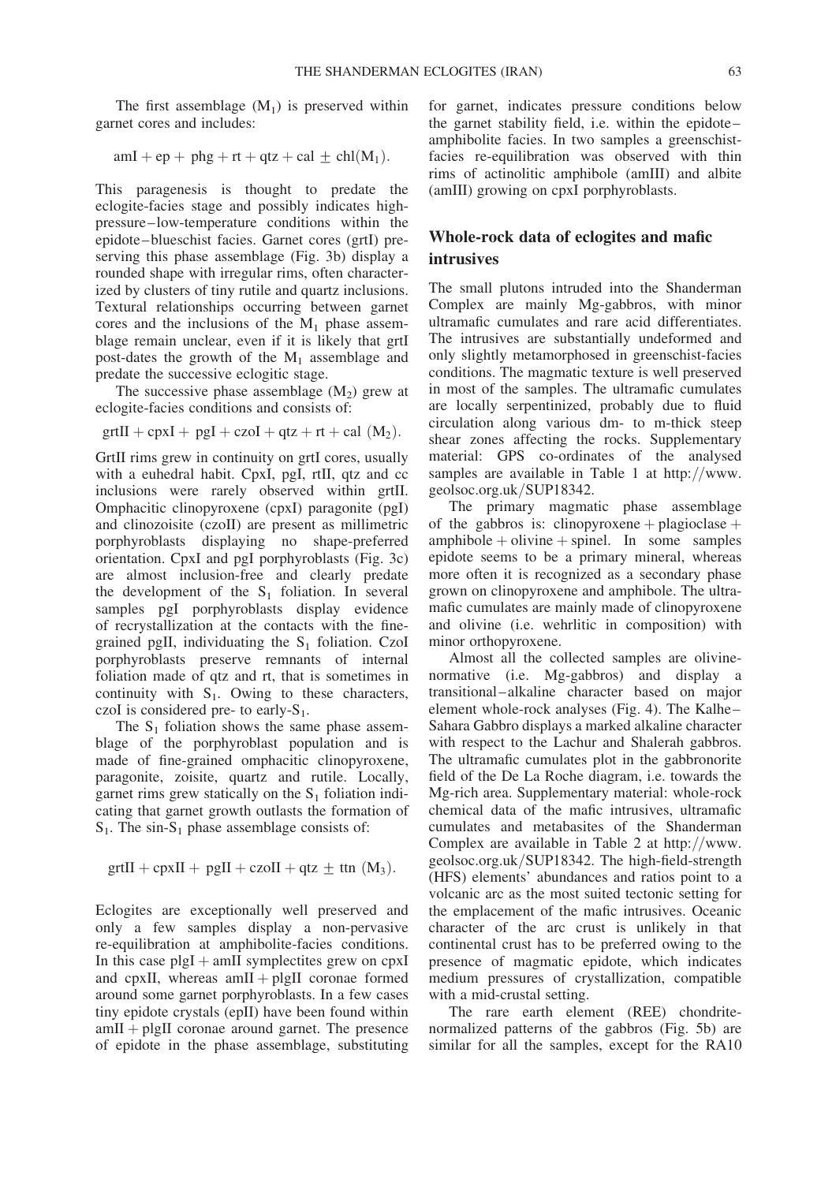The first assemblage ($M_1$) is preserved within garnet cores and includes:

$$\text{amI} + \text{ep} + \text{phg} + \text{rt} + \text{qtz} + \text{cal} \pm \text{chl}(M_1).$$

This paragenesis is thought to predate the eclogite-facies stage and possibly indicates high-pressure–low-temperature conditions within the epidote–blueschist facies. Garnet cores (grtI) preserving this phase assemblage (Fig. 3b) display a rounded shape with irregular rims, often characterized by clusters of tiny rutile and quartz inclusions. Textural relationships occurring between garnet cores and the inclusions of the $M_1$ phase assemblage remain unclear, even if it is likely that grtI post-dates the growth of the $M_1$ assemblage and predate the successive eclogitic stage.

The successive phase assemblage ($M_2$) grew at eclogite-facies conditions and consists of:

$$\text{grtII} + \text{cpxI} + \text{pgI} + \text{czoI} + \text{qtz} + \text{rt} + \text{cal}\ (M_2).$$

GrtII rims grew in continuity on grtI cores, usually with a euhedral habit. CpxI, pgI, rtII, qtz and cc inclusions were rarely observed within grtII. Omphacitic clinopyroxene (cpxI) paragonite (pgI) and clinozoisite (czoII) are present as millimetric porphyroblasts displaying no shape-preferred orientation. CpxI and pgI porphyroblasts (Fig. 3c) are almost inclusion-free and clearly predate the development of the $S_1$ foliation. In several samples pgI porphyroblasts display evidence of recrystallization at the contacts with the fine-grained pgII, individuating the $S_1$ foliation. CzoI porphyroblasts preserve remnants of internal foliation made of qtz and rt, that is sometimes in continuity with $S_1$. Owing to these characters, czoI is considered pre- to early-$S_1$.

The $S_1$ foliation shows the same phase assemblage of the porphyroblast population and is made of fine-grained omphacitic clinopyroxene, paragonite, zoisite, quartz and rutile. Locally, garnet rims grew statically on the $S_1$ foliation indicating that garnet growth outlasts the formation of $S_1$. The sin-$S_1$ phase assemblage consists of:

$$\text{grtII} + \text{cpxII} + \text{pgII} + \text{czoII} + \text{qtz} \pm \text{ttn}\ (M_3).$$

Eclogites are exceptionally well preserved and only a few samples display a non-pervasive re-equilibration at amphibolite-facies conditions. In this case plgI + amII symplectites grew on cpxI and cpxII, whereas amII + plgII coronae formed around some garnet porphyroblasts. In a few cases tiny epidote crystals (epII) have been found within amII + plgII coronae around garnet. The presence of epidote in the phase assemblage, substituting for garnet, indicates pressure conditions below the garnet stability field, i.e. within the epidote–amphibolite facies. In two samples a greenschist-facies re-equilibration was observed with thin rims of actinolitic amphibole (amIII) and albite (amIII) growing on cpxI porphyroblasts.

## Whole-rock data of eclogites and mafic intrusives

The small plutons intruded into the Shanderman Complex are mainly Mg-gabbros, with minor ultramafic cumulates and rare acid differentiates. The intrusives are substantially undeformed and only slightly metamorphosed in greenschist-facies conditions. The magmatic texture is well preserved in most of the samples. The ultramafic cumulates are locally serpentinized, probably due to fluid circulation along various dm- to m-thick steep shear zones affecting the rocks. Supplementary material: GPS co-ordinates of the analysed samples are available in Table 1 at http://www.geolsoc.org.uk/SUP18342.

The primary magmatic phase assemblage of the gabbros is: clinopyroxene + plagioclase + amphibole + olivine + spinel. In some samples epidote seems to be a primary mineral, whereas more often it is recognized as a secondary phase grown on clinopyroxene and amphibole. The ultramafic cumulates are mainly made of clinopyroxene and olivine (i.e. wehrlitic in composition) with minor orthopyroxene.

Almost all the collected samples are olivine-normative (i.e. Mg-gabbros) and display a transitional–alkaline character based on major element whole-rock analyses (Fig. 4). The Kalhe–Sahara Gabbro displays a marked alkaline character with respect to the Lachur and Shalerah gabbros. The ultramafic cumulates plot in the gabbronorite field of the De La Roche diagram, i.e. towards the Mg-rich area. Supplementary material: whole-rock chemical data of the mafic intrusives, ultramafic cumulates and metabasites of the Shanderman Complex are available in Table 2 at http://www.geolsoc.org.uk/SUP18342. The high-field-strength (HFS) elements' abundances and ratios point to a volcanic arc as the most suited tectonic setting for the emplacement of the mafic intrusives. Oceanic character of the arc crust is unlikely in that continental crust has to be preferred owing to the presence of magmatic epidote, which indicates medium pressures of crystallization, compatible with a mid-crustal setting.

The rare earth element (REE) chondrite-normalized patterns of the gabbros (Fig. 5b) are similar for all the samples, except for the RA10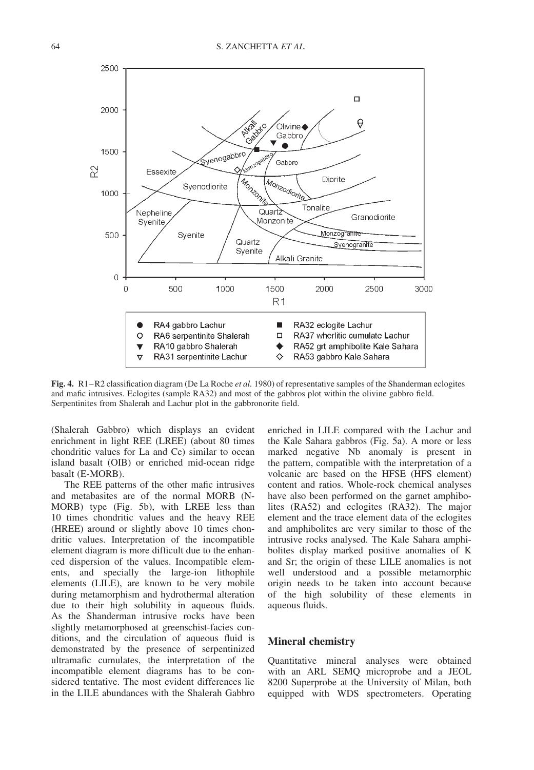**Fig. 4.** R1–R2 classification diagram (De La Roche *et al.* 1980) of representative samples of the Shanderman eclogites and mafic intrusives. Eclogites (sample RA32) and most of the gabbros plot within the olivine gabbro field. Serpentinites from Shalerah and Lachur plot in the gabbronorite field.

(Shalerah Gabbro) which displays an evident enrichment in light REE (LREE) (about 80 times chondritic values for La and Ce) similar to ocean island basalt (OIB) or enriched mid-ocean ridge basalt (E-MORB).

The REE patterns of the other mafic intrusives and metabasites are of the normal MORB (N-MORB) type (Fig. 5b), with LREE less than 10 times chondritic values and the heavy REE (HREE) around or slightly above 10 times chondritic values. Interpretation of the incompatible element diagram is more difficult due to the enhanced dispersion of the values. Incompatible elements, and specially the large-ion lithophile elements (LILE), are known to be very mobile during metamorphism and hydrothermal alteration due to their high solubility in aqueous fluids. As the Shanderman intrusive rocks have been slightly metamorphosed at greenschist-facies conditions, and the circulation of aqueous fluid is demonstrated by the presence of serpentinized ultramafic cumulates, the interpretation of the incompatible element diagrams has to be considered tentative. The most evident differences lie in the LILE abundances with the Shalerah Gabbro enriched in LILE compared with the Lachur and the Kale Sahara gabbros (Fig. 5a). A more or less marked negative Nb anomaly is present in the pattern, compatible with the interpretation of a volcanic arc based on the HFSE (HFS element) content and ratios. Whole-rock chemical analyses have also been performed on the garnet amphibolites (RA52) and eclogites (RA32). The major element and the trace element data of the eclogites and amphibolites are very similar to those of the intrusive rocks analysed. The Kale Sahara amphibolites display marked positive anomalies of K and Sr; the origin of these LILE anomalies is not well understood and a possible metamorphic origin needs to be taken into account because of the high solubility of these elements in aqueous fluids.

## Mineral chemistry

Quantitative mineral analyses were obtained with an ARL SEMQ microprobe and a JEOL 8200 Superprobe at the University of Milan, both equipped with WDS spectrometers. Operating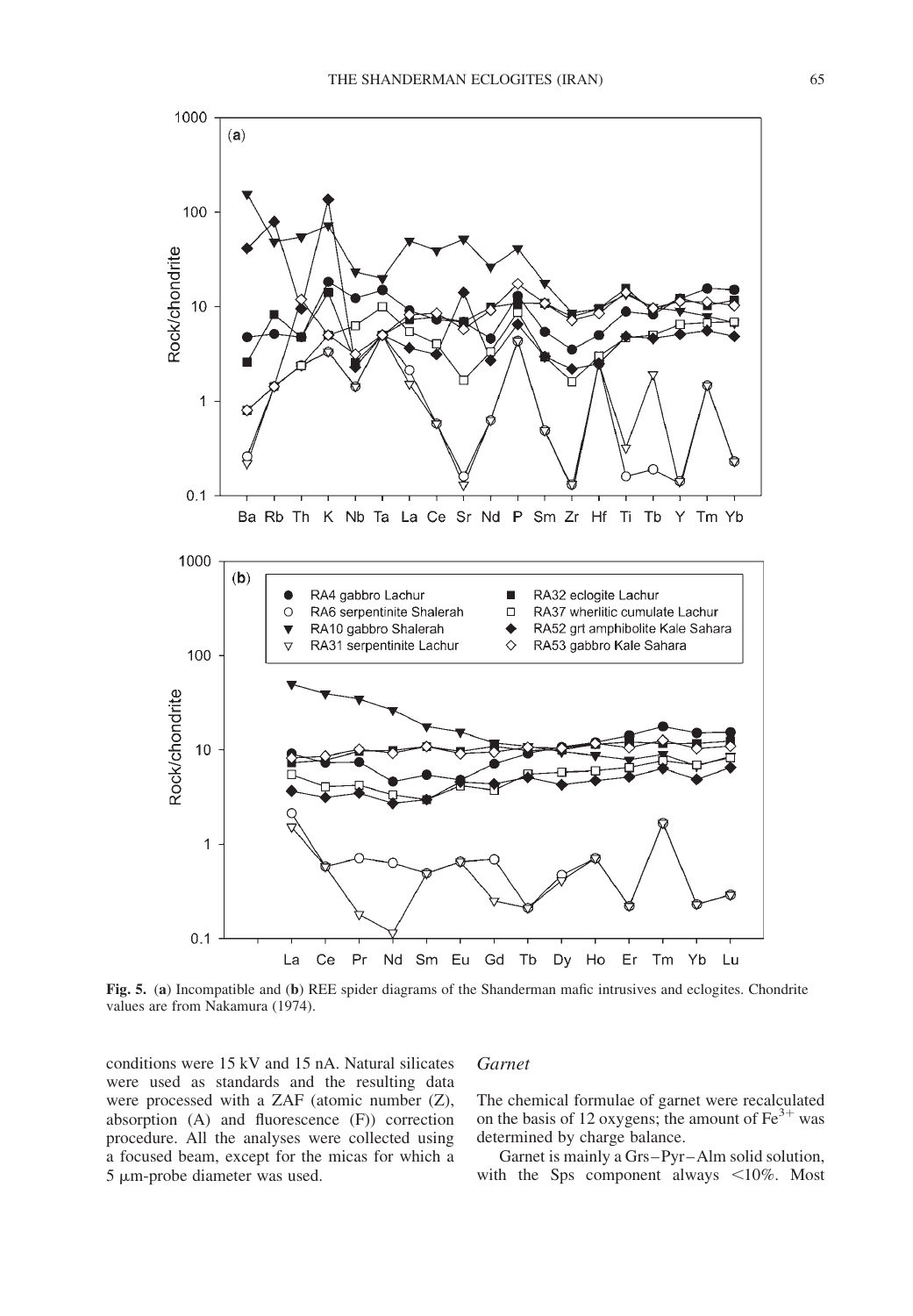**Fig. 5.** (**a**) Incompatible and (**b**) REE spider diagrams of the Shanderman mafic intrusives and eclogites. Chondrite values are from Nakamura (1974).

conditions were 15 kV and 15 nA. Natural silicates were used as standards and the resulting data were processed with a ZAF (atomic number (Z), absorption (A) and fluorescence (F)) correction procedure. All the analyses were collected using a focused beam, except for the micas for which a 5 μm-probe diameter was used.

### *Garnet*

The chemical formulae of garnet were recalculated on the basis of 12 oxygens; the amount of $Fe^{3+}$ was determined by charge balance.

Garnet is mainly a Grs–Pyr–Alm solid solution, with the Sps component always <10%. Most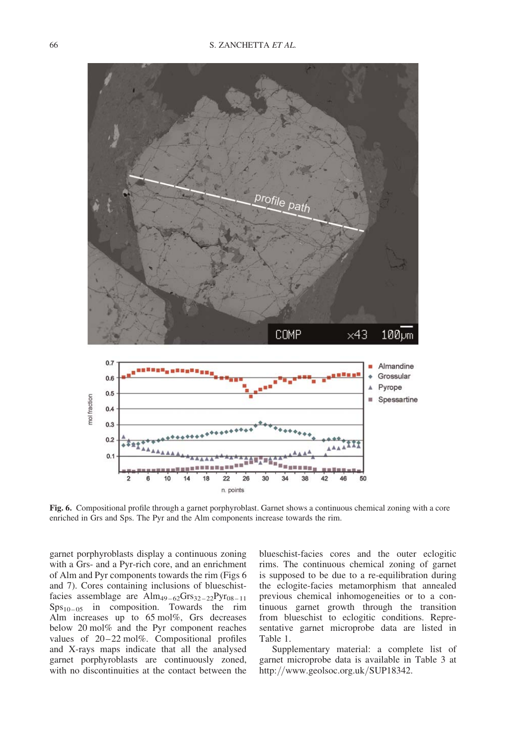**Fig. 6.** Compositional profile through a garnet porphyroblast. Garnet shows a continuous chemical zoning with a core enriched in Grs and Sps. The Pyr and the Alm components increase towards the rim.

garnet porphyroblasts display a continuous zoning with a Grs- and a Pyr-rich core, and an enrichment of Alm and Pyr components towards the rim (Figs 6 and 7). Cores containing inclusions of blueschist-facies assemblage are $Alm_{49-62}Grs_{32-22}Pyr_{08-11}Sps_{10-05}$ in composition. Towards the rim Alm increases up to 65 mol%, Grs decreases below 20 mol% and the Pyr component reaches values of 20–22 mol%. Compositional profiles and X-rays maps indicate that all the analysed garnet porphyroblasts are continuously zoned, with no discontinuities at the contact between the blueschist-facies cores and the outer eclogitic rims. The continuous chemical zoning of garnet is supposed to be due to a re-equilibration during the eclogite-facies metamorphism that annealed previous chemical inhomogeneities or to a continuous garnet growth through the transition from blueschist to eclogitic conditions. Representative garnet microprobe data are listed in Table 1.

Supplementary material: a complete list of garnet microprobe data is available in Table 3 at http://www.geolsoc.org.uk/SUP18342.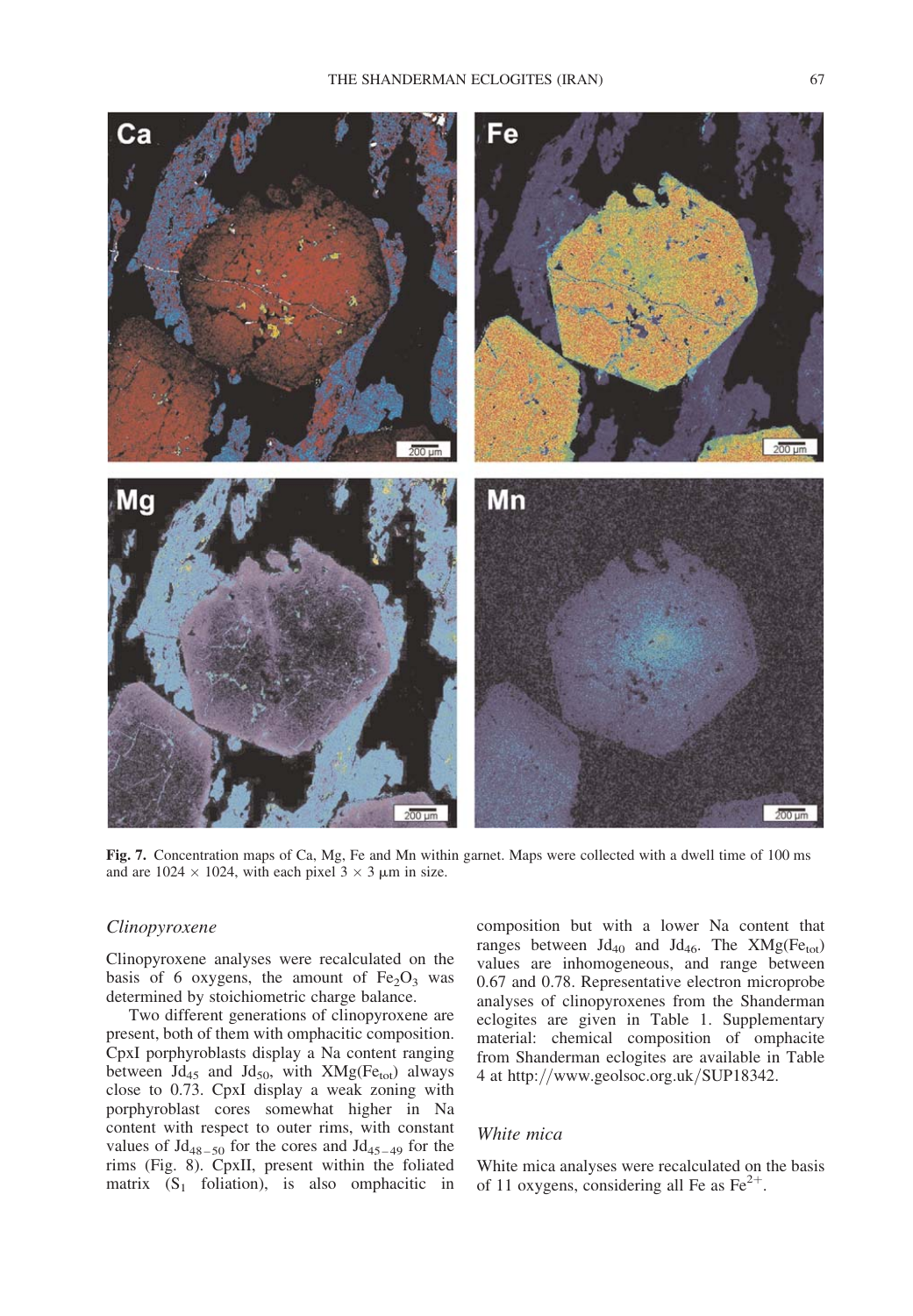**Fig. 7.** Concentration maps of Ca, Mg, Fe and Mn within garnet. Maps were collected with a dwell time of 100 ms and are 1024 × 1024, with each pixel 3 × 3 μm in size.

### *Clinopyroxene*

Clinopyroxene analyses were recalculated on the basis of 6 oxygens, the amount of $Fe_2O_3$ was determined by stoichiometric charge balance.

Two different generations of clinopyroxene are present, both of them with omphacitic composition. CpxI porphyroblasts display a Na content ranging between $Jd_{45}$ and $Jd_{50}$, with $XMg(Fe_{tot})$ always close to 0.73. CpxI display a weak zoning with porphyroblast cores somewhat higher in Na content with respect to outer rims, with constant values of $Jd_{48-50}$ for the cores and $Jd_{45-49}$ for the rims (Fig. 8). CpxII, present within the foliated matrix ($S_1$ foliation), is also omphacitic in composition but with a lower Na content that ranges between $Jd_{40}$ and $Jd_{46}$. The $XMg(Fe_{tot})$ values are inhomogeneous, and range between 0.67 and 0.78. Representative electron microprobe analyses of clinopyroxenes from the Shanderman eclogites are given in Table 1. Supplementary material: chemical composition of omphacite from Shanderman eclogites are available in Table 4 at http://www.geolsoc.org.uk/SUP18342.

### *White mica*

White mica analyses were recalculated on the basis of 11 oxygens, considering all Fe as $Fe^{2+}$.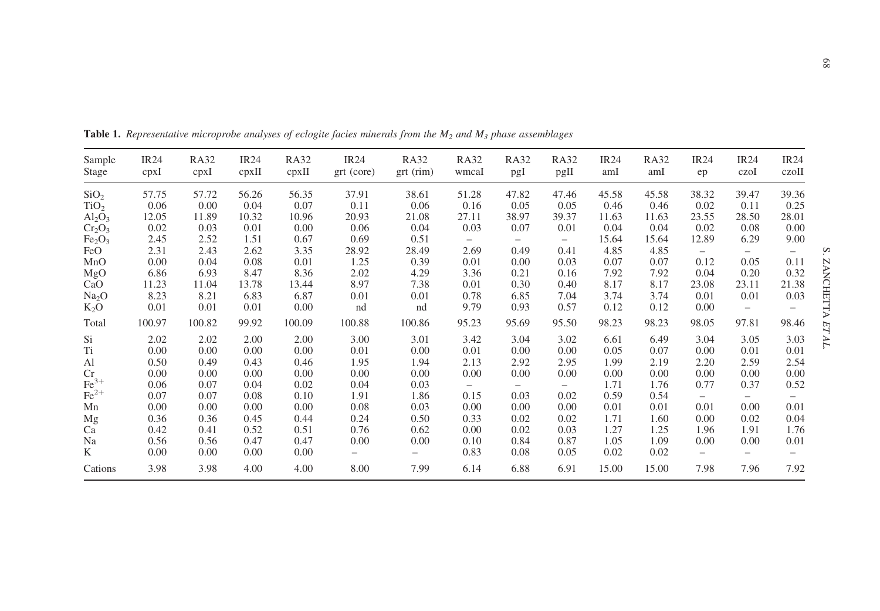**Table 1.** *Representative microprobe analyses of eclogite facies minerals from the $M_2$ and $M_3$ phase assemblages*

| Sample<br>Stage | IR24<br>cpxI | RA32<br>cpxI | IR24<br>cpxII | RA32<br>cpxII | IR24<br>grt (core) | RA32<br>grt (rim) | RA32<br>wmcaI | RA32<br>pgI | RA32<br>pgII | IR24<br>amI | RA32<br>amI | IR24<br>ep | IR24<br>czoI | IR24<br>czoII |
|---|---|---|---|---|---|---|---|---|---|---|---|---|---|---|
| $SiO_2$ | 57.75 | 57.72 | 56.26 | 56.35 | 37.91 | 38.61 | 51.28 | 47.82 | 47.46 | 45.58 | 45.58 | 38.32 | 39.47 | 39.36 |
| $TiO_2$ | 0.06 | 0.00 | 0.04 | 0.07 | 0.11 | 0.06 | 0.16 | 0.05 | 0.05 | 0.46 | 0.46 | 0.02 | 0.11 | 0.25 |
| $Al_2O_3$ | 12.05 | 11.89 | 10.32 | 10.96 | 20.93 | 21.08 | 27.11 | 38.97 | 39.37 | 11.63 | 11.63 | 23.55 | 28.50 | 28.01 |
| $Cr_2O_3$ | 0.02 | 0.03 | 0.01 | 0.00 | 0.06 | 0.04 | 0.03 | 0.07 | 0.01 | 0.04 | 0.04 | 0.02 | 0.08 | 0.00 |
| $Fe_2O_3$ | 2.45 | 2.52 | 1.51 | 0.67 | 0.69 | 0.51 | – | – | – | 15.64 | 15.64 | 12.89 | 6.29 | 9.00 |
| FeO | 2.31 | 2.43 | 2.62 | 3.35 | 28.92 | 28.49 | 2.69 | 0.49 | 0.41 | 4.85 | 4.85 | – | – | – |
| MnO | 0.00 | 0.04 | 0.08 | 0.01 | 1.25 | 0.39 | 0.01 | 0.00 | 0.03 | 0.07 | 0.07 | 0.12 | 0.05 | 0.11 |
| MgO | 6.86 | 6.93 | 8.47 | 8.36 | 2.02 | 4.29 | 3.36 | 0.21 | 0.16 | 7.92 | 7.92 | 0.04 | 0.20 | 0.32 |
| CaO | 11.23 | 11.04 | 13.78 | 13.44 | 8.97 | 7.38 | 0.01 | 0.30 | 0.40 | 8.17 | 8.17 | 23.08 | 23.11 | 21.38 |
| $Na_2O$ | 8.23 | 8.21 | 6.83 | 6.87 | 0.01 | 0.01 | 0.78 | 6.85 | 7.04 | 3.74 | 3.74 | 0.01 | 0.01 | 0.03 |
| $K_2O$ | 0.01 | 0.01 | 0.01 | 0.00 | nd | nd | 9.79 | 0.93 | 0.57 | 0.12 | 0.12 | 0.00 | – | – |
| Total | 100.97 | 100.82 | 99.92 | 100.09 | 100.88 | 100.86 | 95.23 | 95.69 | 95.50 | 98.23 | 98.23 | 98.05 | 97.81 | 98.46 |
| Si | 2.02 | 2.02 | 2.00 | 2.00 | 3.00 | 3.01 | 3.42 | 3.04 | 3.02 | 6.61 | 6.49 | 3.04 | 3.05 | 3.03 |
| Ti | 0.00 | 0.00 | 0.00 | 0.00 | 0.01 | 0.00 | 0.01 | 0.00 | 0.00 | 0.05 | 0.07 | 0.00 | 0.01 | 0.01 |
| Al | 0.50 | 0.49 | 0.43 | 0.46 | 1.95 | 1.94 | 2.13 | 2.92 | 2.95 | 1.99 | 2.19 | 2.20 | 2.59 | 2.54 |
| Cr | 0.00 | 0.00 | 0.00 | 0.00 | 0.00 | 0.00 | 0.00 | 0.00 | 0.00 | 0.00 | 0.00 | 0.00 | 0.00 | 0.00 |
| $Fe^{3+}$ | 0.06 | 0.07 | 0.04 | 0.02 | 0.04 | 0.03 | – | – | – | 1.71 | 1.76 | 0.77 | 0.37 | 0.52 |
| $Fe^{2+}$ | 0.07 | 0.07 | 0.08 | 0.10 | 1.91 | 1.86 | 0.15 | 0.03 | 0.02 | 0.59 | 0.54 | – | – | – |
| Mn | 0.00 | 0.00 | 0.00 | 0.00 | 0.08 | 0.03 | 0.00 | 0.00 | 0.00 | 0.01 | 0.01 | 0.01 | 0.00 | 0.01 |
| Mg | 0.36 | 0.36 | 0.45 | 0.44 | 0.24 | 0.50 | 0.33 | 0.02 | 0.02 | 1.71 | 1.60 | 0.00 | 0.02 | 0.04 |
| Ca | 0.42 | 0.41 | 0.52 | 0.51 | 0.76 | 0.62 | 0.00 | 0.02 | 0.03 | 1.27 | 1.25 | 1.96 | 1.91 | 1.76 |
| Na | 0.56 | 0.56 | 0.47 | 0.47 | 0.00 | 0.00 | 0.10 | 0.84 | 0.87 | 1.05 | 1.09 | 0.00 | 0.00 | 0.01 |
| K | 0.00 | 0.00 | 0.00 | 0.00 | – | – | 0.83 | 0.08 | 0.05 | 0.02 | 0.02 | – | – | – |
| Cations | 3.98 | 3.98 | 4.00 | 4.00 | 8.00 | 7.99 | 6.14 | 6.88 | 6.91 | 15.00 | 15.00 | 7.98 | 7.96 | 7.92 |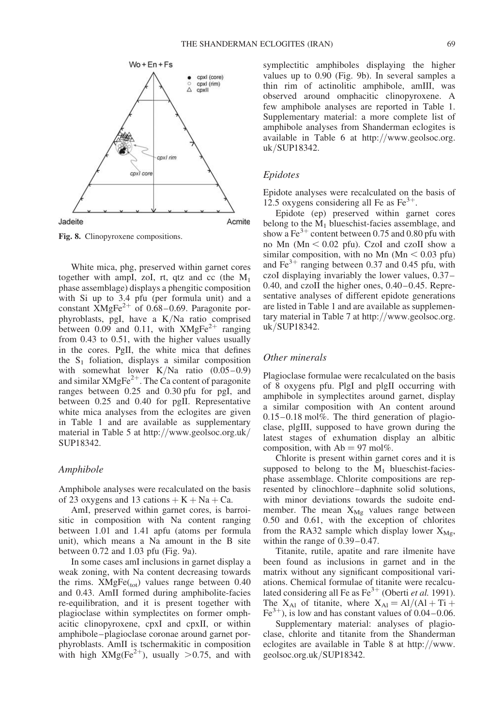Fig. 8. Clinopyroxene compositions.

White mica, phg, preserved within garnet cores together with ampI, zoI, rt, qtz and cc (the $M_1$ phase assemblage) displays a phengitic composition with Si up to 3.4 pfu (per formula unit) and a constant $XMgFe^{2+}$ of 0.68–0.69. Paragonite porphyroblasts, pgI, have a K/Na ratio comprised between 0.09 and 0.11, with $XMgFe^{2+}$ ranging from 0.43 to 0.51, with the higher values usually in the cores. PgII, the white mica that defines the $S_1$ foliation, displays a similar composition with somewhat lower K/Na ratio (0.05–0.9) and similar $XMgFe^{2+}$. The Ca content of paragonite ranges between 0.25 and 0.30 pfu for pgI, and between 0.25 and 0.40 for pgII. Representative white mica analyses from the eclogites are given in Table 1 and are available as supplementary material in Table 5 at http://www.geolsoc.org.uk/SUP18342.

### Amphibole

Amphibole analyses were recalculated on the basis of 23 oxygens and 13 cations + K + Na + Ca.

AmI, preserved within garnet cores, is barroisitic in composition with Na content ranging between 1.01 and 1.41 apfu (atoms per formula unit), which means a Na amount in the B site between 0.72 and 1.03 pfu (Fig. 9a).

In some cases amI inclusions in garnet display a weak zoning, with Na content decreasing towards the rims. $XMgFe_{(tot)}$ values range between 0.40 and 0.43. AmII formed during amphibolite-facies re-equilibration, and it is present together with plagioclase within symplectites on former omphacitic clinopyroxene, cpxI and cpxII, or within amphibole–plagioclase coronae around garnet porphyroblasts. AmII is tschermakitic in composition with high $XMg(Fe^{2+})$, usually >0.75, and with symplectitic amphiboles displaying the higher values up to 0.90 (Fig. 9b). In several samples a thin rim of actinolitic amphibole, amIII, was observed around omphacitic clinopyroxene. A few amphibole analyses are reported in Table 1. Supplementary material: a more complete list of amphibole analyses from Shanderman eclogites is available in Table 6 at http://www.geolsoc.org.uk/SUP18342.

### Epidotes

Epidote analyses were recalculated on the basis of 12.5 oxygens considering all Fe as $Fe^{3+}$.

Epidote (ep) preserved within garnet cores belong to the $M_1$ blueschist-facies assemblage, and show a $Fe^{3+}$ content between 0.75 and 0.80 pfu with no Mn (Mn < 0.02 pfu). CzoI and czoII show a similar composition, with no Mn (Mn < 0.03 pfu) and $Fe^{3+}$ ranging between 0.37 and 0.45 pfu, with czoI displaying invariably the lower values, 0.37–0.40, and czoII the higher ones, 0.40–0.45. Representative analyses of different epidote generations are listed in Table 1 and are available as supplementary material in Table 7 at http://www.geolsoc.org.uk/SUP18342.

### Other minerals

Plagioclase formulae were recalculated on the basis of 8 oxygens pfu. PlgI and plgII occurring with amphibole in symplectites around garnet, display a similar composition with An content around 0.15–0.18 mol%. The third generation of plagioclase, plgIII, supposed to have grown during the latest stages of exhumation display an albitic composition, with Ab = 97 mol%.

Chlorite is present within garnet cores and it is supposed to belong to the $M_1$ blueschist-facies-phase assemblage. Chlorite compositions are represented by clinochlore–daphnite solid solutions, with minor deviations towards the sudoite end-member. The mean $X_{Mg}$ values range between 0.50 and 0.61, with the exception of chlorites from the RA32 sample which display lower $X_{Mg}$, within the range of 0.39–0.47.

Titanite, rutile, apatite and rare ilmenite have been found as inclusions in garnet and in the matrix without any significant compositional variations. Chemical formulae of titanite were recalculated considering all Fe as $Fe^{3+}$ (Oberti *et al.* 1991). The $X_{Al}$ of titanite, where $X_{Al} = Al/(Al + Ti + Fe^{3+})$, is low and has constant values of 0.04–0.06.

Supplementary material: analyses of plagioclase, chlorite and titanite from the Shanderman eclogites are available in Table 8 at http://www.geolsoc.org.uk/SUP18342.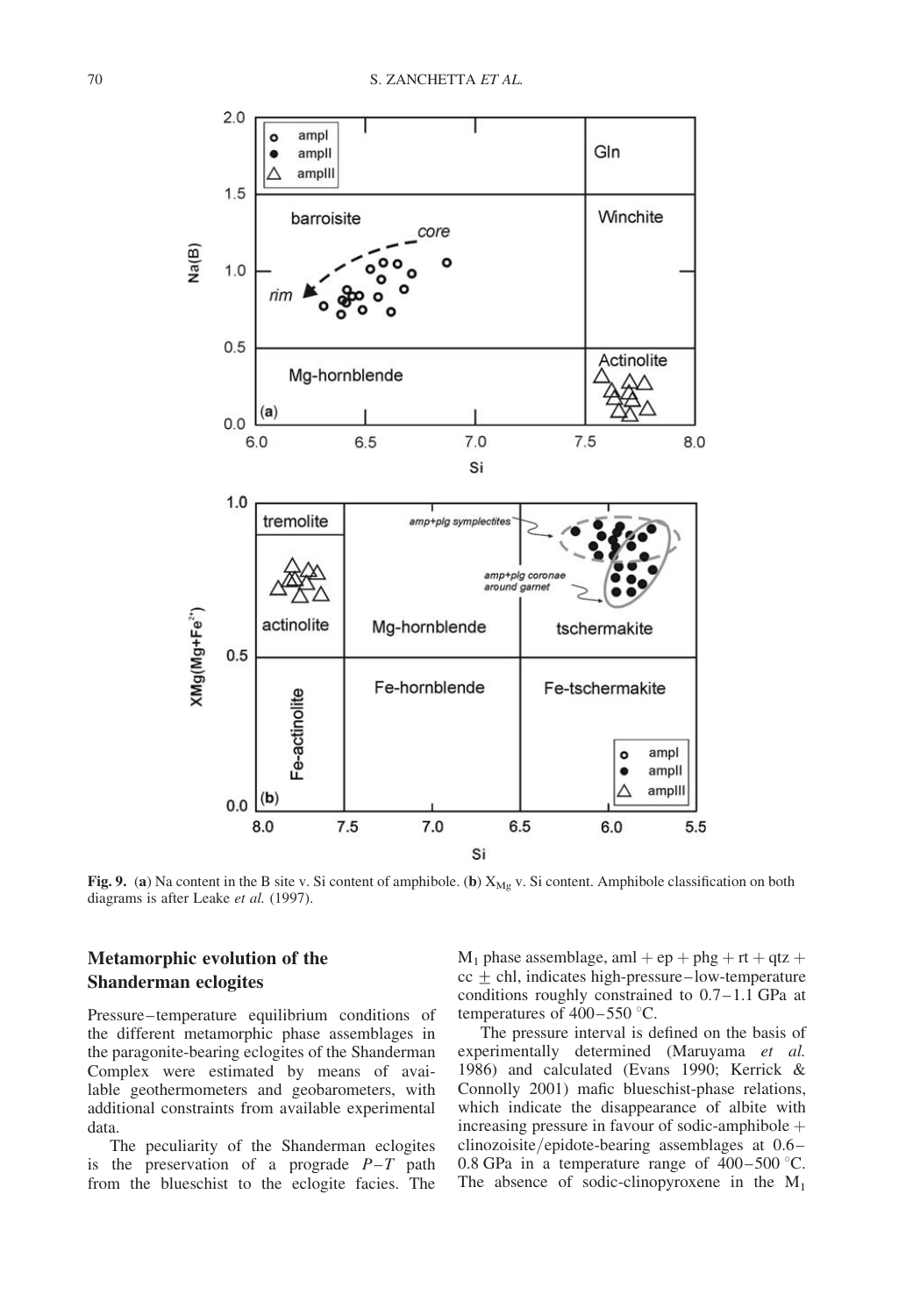**Fig. 9.** (**a**) Na content in the B site v. Si content of amphibole. (**b**) $X_{Mg}$ v. Si content. Amphibole classification on both diagrams is after Leake *et al.* (1997).

## Metamorphic evolution of the Shanderman eclogites

Pressure–temperature equilibrium conditions of the different metamorphic phase assemblages in the paragonite-bearing eclogites of the Shanderman Complex were estimated by means of available geothermometers and geobarometers, with additional constraints from available experimental data.

The peculiarity of the Shanderman eclogites is the preservation of a prograde *P–T* path from the blueschist to the eclogite facies. The $M_1$ phase assemblage, aml + ep + phg + rt + qtz + cc ± chl, indicates high-pressure–low-temperature conditions roughly constrained to 0.7–1.1 GPa at temperatures of 400–550 °C.

The pressure interval is defined on the basis of experimentally determined (Maruyama *et al.* 1986) and calculated (Evans 1990; Kerrick & Connolly 2001) mafic blueschist-phase relations, which indicate the disappearance of albite with increasing pressure in favour of sodic-amphibole + clinozoisite/epidote-bearing assemblages at 0.6–0.8 GPa in a temperature range of 400–500 °C. The absence of sodic-clinopyroxene in the $M_1$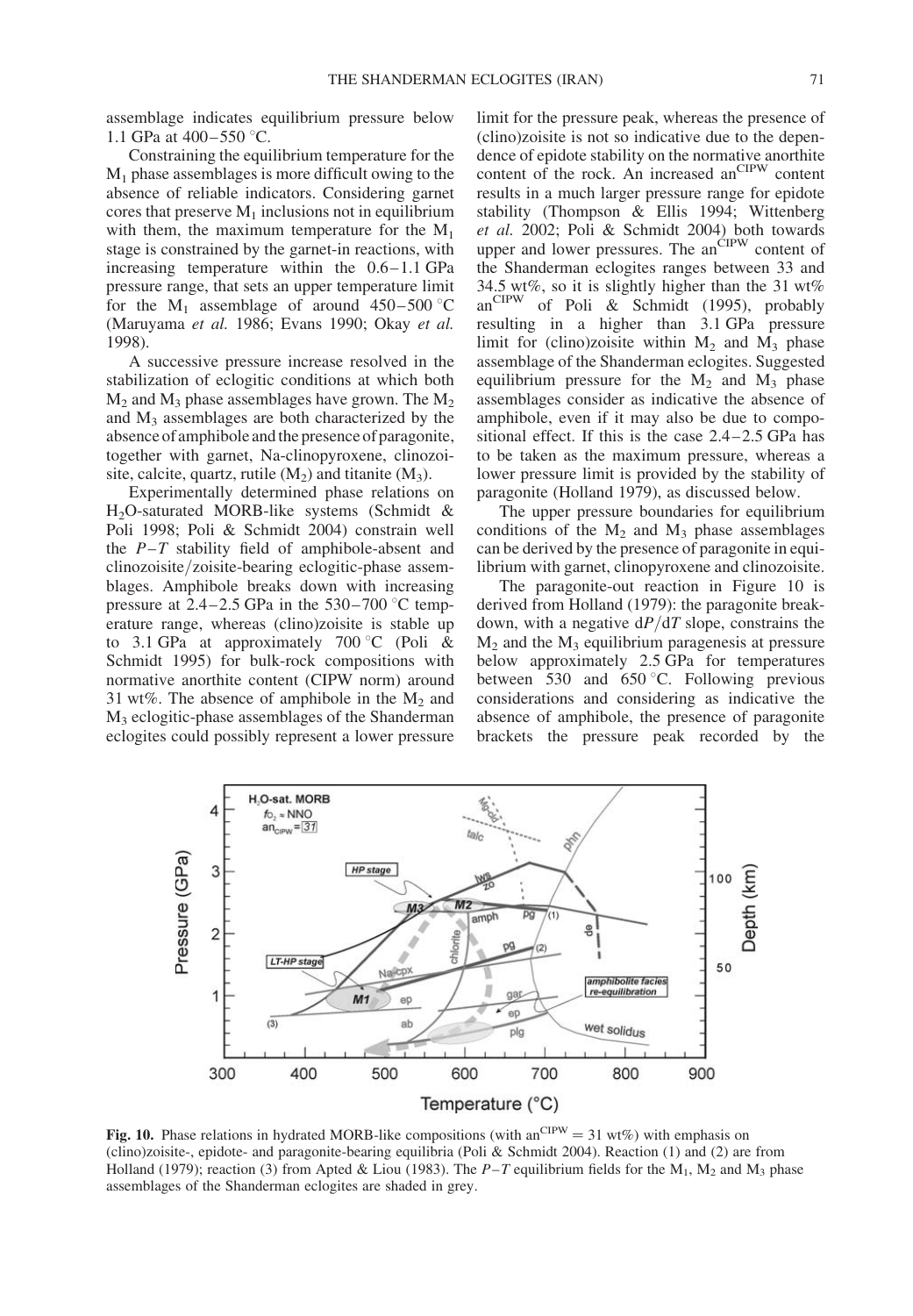assemblage indicates equilibrium pressure below 1.1 GPa at 400–550 °C.

Constraining the equilibrium temperature for the $M_1$ phase assemblages is more difficult owing to the absence of reliable indicators. Considering garnet cores that preserve $M_1$ inclusions not in equilibrium with them, the maximum temperature for the $M_1$ stage is constrained by the garnet-in reactions, with increasing temperature within the 0.6–1.1 GPa pressure range, that sets an upper temperature limit for the $M_1$ assemblage of around 450–500 °C (Maruyama *et al.* 1986; Evans 1990; Okay *et al.* 1998).

A successive pressure increase resolved in the stabilization of eclogitic conditions at which both $M_2$ and $M_3$ phase assemblages have grown. The $M_2$ and $M_3$ assemblages are both characterized by the absence of amphibole and the presence of paragonite, together with garnet, Na-clinopyroxene, clinozoisite, calcite, quartz, rutile ($M_2$) and titanite ($M_3$).

Experimentally determined phase relations on $H_2O$-saturated MORB-like systems (Schmidt & Poli 1998; Poli & Schmidt 2004) constrain well the $P$–$T$ stability field of amphibole-absent and clinozoisite/zoisite-bearing eclogitic-phase assemblages. Amphibole breaks down with increasing pressure at 2.4–2.5 GPa in the 530–700 °C temperature range, whereas (clino)zoisite is stable up to 3.1 GPa at approximately 700 °C (Poli & Schmidt 1995) for bulk-rock compositions with normative anorthite content (CIPW norm) around 31 wt%. The absence of amphibole in the $M_2$ and $M_3$ eclogitic-phase assemblages of the Shanderman eclogites could possibly represent a lower pressure limit for the pressure peak, whereas the presence of (clino)zoisite is not so indicative due to the dependence of epidote stability on the normative anorthite content of the rock. An increased $an^{CIPW}$ content results in a much larger pressure range for epidote stability (Thompson & Ellis 1994; Wittenberg *et al.* 2002; Poli & Schmidt 2004) both towards upper and lower pressures. The $an^{CIPW}$ content of the Shanderman eclogites ranges between 33 and 34.5 wt%, so it is slightly higher than the 31 wt% $an^{CIPW}$ of Poli & Schmidt (1995), probably resulting in a higher than 3.1 GPa pressure limit for (clino)zoisite within $M_2$ and $M_3$ phase assemblage of the Shanderman eclogites. Suggested equilibrium pressure for the $M_2$ and $M_3$ phase assemblages consider as indicative the absence of amphibole, even if it may also be due to compositional effect. If this is the case 2.4–2.5 GPa has to be taken as the maximum pressure, whereas a lower pressure limit is provided by the stability of paragonite (Holland 1979), as discussed below.

The upper pressure boundaries for equilibrium conditions of the $M_2$ and $M_3$ phase assemblages can be derived by the presence of paragonite in equilibrium with garnet, clinopyroxene and clinozoisite.

The paragonite-out reaction in Figure 10 is derived from Holland (1979): the paragonite breakdown, with a negative $dP/dT$ slope, constrains the $M_2$ and the $M_3$ equilibrium paragenesis at pressure below approximately 2.5 GPa for temperatures between 530 and 650 °C. Following previous considerations and considering as indicative the absence of amphibole, the presence of paragonite brackets the pressure peak recorded by the

**Fig. 10.** Phase relations in hydrated MORB-like compositions (with $an^{CIPW} = 31$ wt%) with emphasis on (clino)zoisite-, epidote- and paragonite-bearing equilibria (Poli & Schmidt 2004). Reaction (1) and (2) are from Holland (1979); reaction (3) from Apted & Liou (1983). The $P$–$T$ equilibrium fields for the $M_1$, $M_2$ and $M_3$ phase assemblages of the Shanderman eclogites are shaded in grey.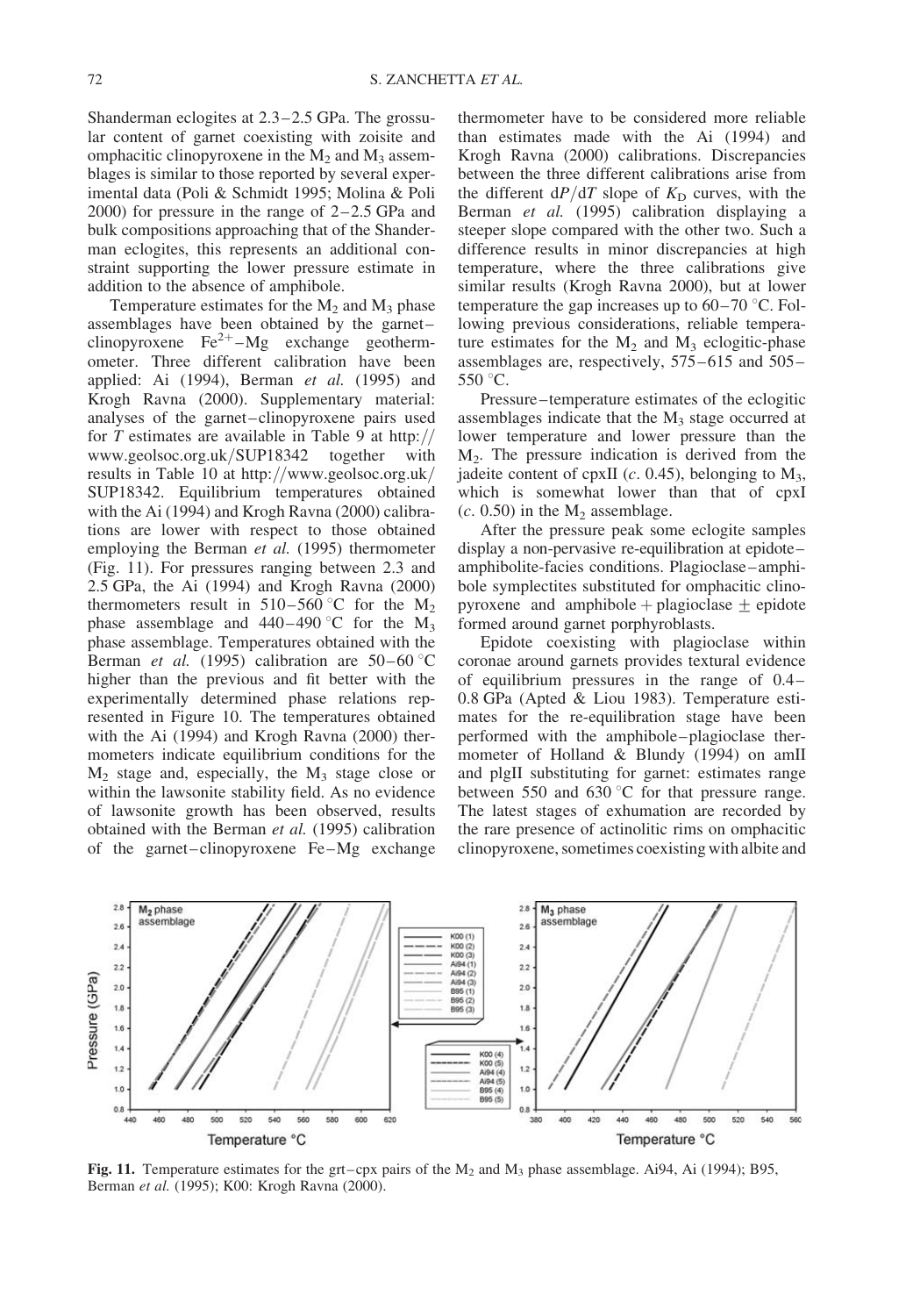Shanderman eclogites at 2.3–2.5 GPa. The grossular content of garnet coexisting with zoisite and omphacitic clinopyroxene in the $M_2$ and $M_3$ assemblages is similar to those reported by several experimental data (Poli & Schmidt 1995; Molina & Poli 2000) for pressure in the range of 2–2.5 GPa and bulk compositions approaching that of the Shanderman eclogites, this represents an additional constraint supporting the lower pressure estimate in addition to the absence of amphibole.

Temperature estimates for the $M_2$ and $M_3$ phase assemblages have been obtained by the garnet–clinopyroxene $Fe^{2+}$–Mg exchange geothermometer. Three different calibration have been applied: Ai (1994), Berman *et al.* (1995) and Krogh Ravna (2000). Supplementary material: analyses of the garnet–clinopyroxene pairs used for *T* estimates are available in Table 9 at http://www.geolsoc.org.uk/SUP18342 together with results in Table 10 at http://www.geolsoc.org.uk/SUP18342. Equilibrium temperatures obtained with the Ai (1994) and Krogh Ravna (2000) calibrations are lower with respect to those obtained employing the Berman *et al.* (1995) thermometer (Fig. 11). For pressures ranging between 2.3 and 2.5 GPa, the Ai (1994) and Krogh Ravna (2000) thermometers result in 510–560 °C for the $M_2$ phase assemblage and 440–490 °C for the $M_3$ phase assemblage. Temperatures obtained with the Berman *et al.* (1995) calibration are 50–60 °C higher than the previous and fit better with the experimentally determined phase relations represented in Figure 10. The temperatures obtained with the Ai (1994) and Krogh Ravna (2000) thermometers indicate equilibrium conditions for the $M_2$ stage and, especially, the $M_3$ stage close or within the lawsonite stability field. As no evidence of lawsonite growth has been observed, results obtained with the Berman *et al.* (1995) calibration of the garnet–clinopyroxene Fe–Mg exchange thermometer have to be considered more reliable than estimates made with the Ai (1994) and Krogh Ravna (2000) calibrations. Discrepancies between the three different calibrations arise from the different $dP/dT$ slope of $K_D$ curves, with the Berman *et al.* (1995) calibration displaying a steeper slope compared with the other two. Such a difference results in minor discrepancies at high temperature, where the three calibrations give similar results (Krogh Ravna 2000), but at lower temperature the gap increases up to 60–70 °C. Following previous considerations, reliable temperature estimates for the $M_2$ and $M_3$ eclogitic-phase assemblages are, respectively, 575–615 and 505–550 °C.

Pressure–temperature estimates of the eclogitic assemblages indicate that the $M_3$ stage occurred at lower temperature and lower pressure than the $M_2$. The pressure indication is derived from the jadeite content of cpxII (*c*. 0.45), belonging to $M_3$, which is somewhat lower than that of cpxI (*c*. 0.50) in the $M_2$ assemblage.

After the pressure peak some eclogite samples display a non-pervasive re-equilibration at epidote–amphibolite-facies conditions. Plagioclase–amphibole symplectites substituted for omphacitic clinopyroxene and amphibole + plagioclase ± epidote formed around garnet porphyroblasts.

Epidote coexisting with plagioclase within coronae around garnets provides textural evidence of equilibrium pressures in the range of 0.4–0.8 GPa (Apted & Liou 1983). Temperature estimates for the re-equilibration stage have been performed with the amphibole–plagioclase thermometer of Holland & Blundy (1994) on amII and plgII substituting for garnet: estimates range between 550 and 630 °C for that pressure range. The latest stages of exhumation are recorded by the rare presence of actinolitic rims on omphacitic clinopyroxene, sometimes coexisting with albite and

**Fig. 11.** Temperature estimates for the grt–cpx pairs of the $M_2$ and $M_3$ phase assemblage. Ai94, Ai (1994); B95, Berman *et al.* (1995); K00: Krogh Ravna (2000).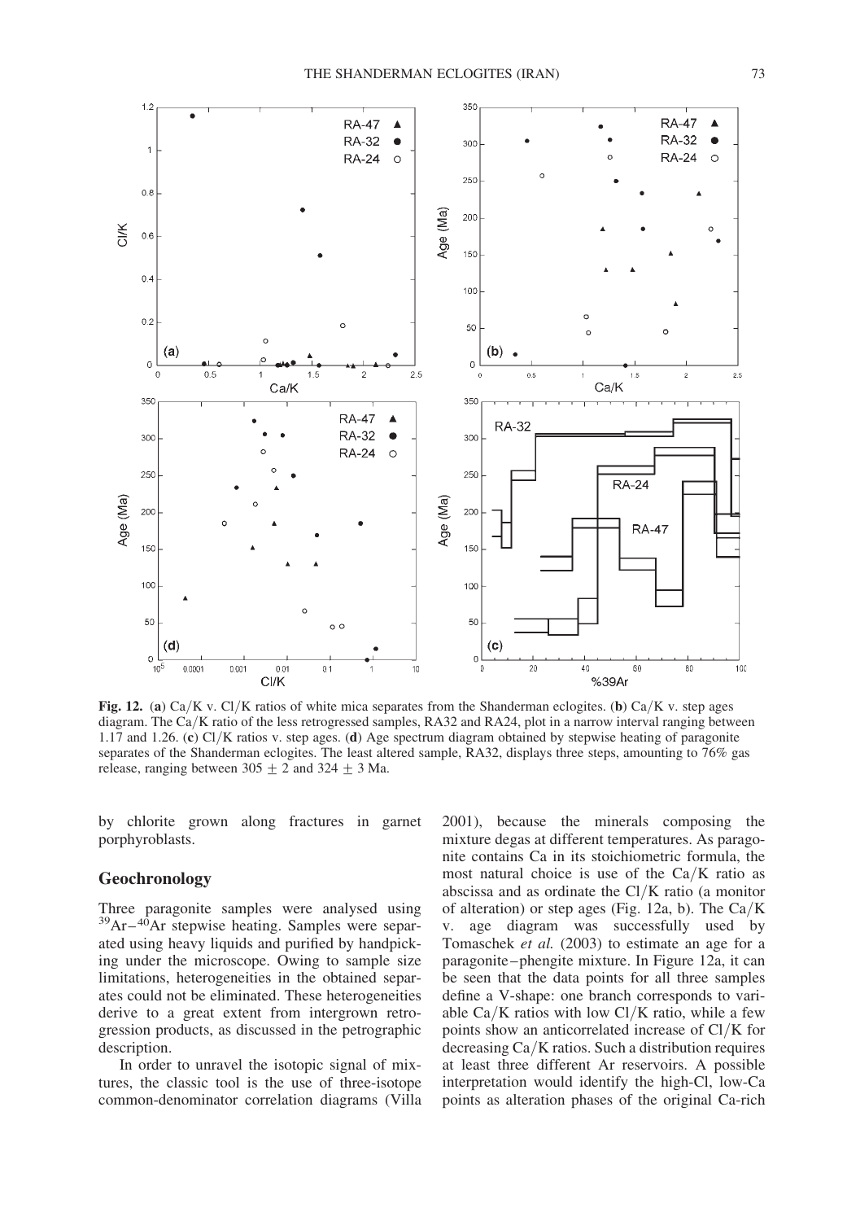Fig. 12. (**a**) Ca/K v. Cl/K ratios of white mica separates from the Shanderman eclogites. (**b**) Ca/K v. step ages diagram. The Ca/K ratio of the less retrogressed samples, RA32 and RA24, plot in a narrow interval ranging between 1.17 and 1.26. (**c**) Cl/K ratios v. step ages. (**d**) Age spectrum diagram obtained by stepwise heating of paragonite separates of the Shanderman eclogites. The least altered sample, RA32, displays three steps, amounting to 76% gas release, ranging between $305 \pm 2$ and $324 \pm 3$ Ma.

by chlorite grown along fractures in garnet porphyroblasts.

## Geochronology

Three paragonite samples were analysed using $^{39}Ar-^{40}Ar$ stepwise heating. Samples were separated using heavy liquids and purified by handpicking under the microscope. Owing to sample size limitations, heterogeneities in the obtained separates could not be eliminated. These heterogeneities derive to a great extent from intergrown retrogression products, as discussed in the petrographic description.

In order to unravel the isotopic signal of mixtures, the classic tool is the use of three-isotope common-denominator correlation diagrams (Villa 2001), because the minerals composing the mixture degas at different temperatures. As paragonite contains Ca in its stoichiometric formula, the most natural choice is use of the Ca/K ratio as abscissa and as ordinate the Cl/K ratio (a monitor of alteration) or step ages (Fig. 12a, b). The Ca/K v. age diagram was successfully used by Tomaschek *et al.* (2003) to estimate an age for a paragonite–phengite mixture. In Figure 12a, it can be seen that the data points for all three samples define a V-shape: one branch corresponds to variable Ca/K ratios with low Cl/K ratio, while a few points show an anticorrelated increase of Cl/K for decreasing Ca/K ratios. Such a distribution requires at least three different Ar reservoirs. A possible interpretation would identify the high-Cl, low-Ca points as alteration phases of the original Ca-rich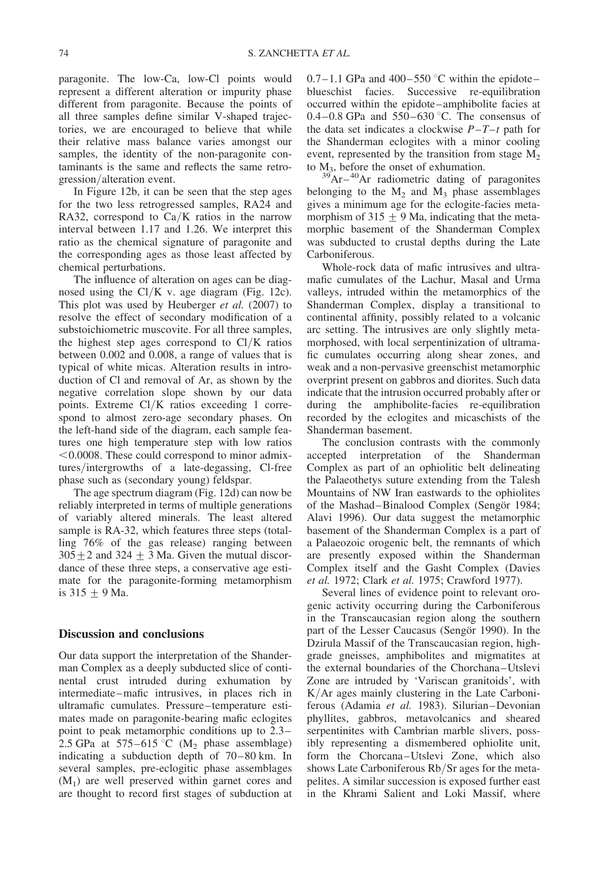paragonite. The low-Ca, low-Cl points would represent a different alteration or impurity phase different from paragonite. Because the points of all three samples define similar V-shaped trajectories, we are encouraged to believe that while their relative mass balance varies amongst our samples, the identity of the non-paragonite contaminants is the same and reflects the same retrogression/alteration event.

In Figure 12b, it can be seen that the step ages for the two less retrogressed samples, RA24 and RA32, correspond to Ca/K ratios in the narrow interval between 1.17 and 1.26. We interpret this ratio as the chemical signature of paragonite and the corresponding ages as those least affected by chemical perturbations.

The influence of alteration on ages can be diagnosed using the Cl/K v. age diagram (Fig. 12c). This plot was used by Heuberger *et al.* (2007) to resolve the effect of secondary modification of a substoichiometric muscovite. For all three samples, the highest step ages correspond to Cl/K ratios between 0.002 and 0.008, a range of values that is typical of white micas. Alteration results in introduction of Cl and removal of Ar, as shown by the negative correlation slope shown by our data points. Extreme Cl/K ratios exceeding 1 correspond to almost zero-age secondary phases. On the left-hand side of the diagram, each sample features one high temperature step with low ratios $<0.0008$. These could correspond to minor admixtures/intergrowths of a late-degassing, Cl-free phase such as (secondary young) feldspar.

The age spectrum diagram (Fig. 12d) can now be reliably interpreted in terms of multiple generations of variably altered minerals. The least altered sample is RA-32, which features three steps (totalling 76% of the gas release) ranging between $305 \pm 2$ and $324 \pm 3$ Ma. Given the mutual discordance of these three steps, a conservative age estimate for the paragonite-forming metamorphism is $315 \pm 9$ Ma.

## Discussion and conclusions

Our data support the interpretation of the Shanderman Complex as a deeply subducted slice of continental crust intruded during exhumation by intermediate–mafic intrusives, in places rich in ultramafic cumulates. Pressure–temperature estimates made on paragonite-bearing mafic eclogites point to peak metamorphic conditions up to 2.3–2.5 GPa at 575–615 °C ($M_2$ phase assemblage) indicating a subduction depth of 70–80 km. In several samples, pre-eclogitic phase assemblages ($M_1$) are well preserved within garnet cores and are thought to record first stages of subduction at 0.7–1.1 GPa and 400–550 °C within the epidote–blueschist facies. Successive re-equilibration occurred within the epidote–amphibolite facies at 0.4–0.8 GPa and 550–630 °C. The consensus of the data set indicates a clockwise $P$–$T$–$t$ path for the Shanderman eclogites with a minor cooling event, represented by the transition from stage $M_2$ to $M_3$, before the onset of exhumation.

$^{39}Ar$–$^{40}Ar$ radiometric dating of paragonites belonging to the $M_2$ and $M_3$ phase assemblages gives a minimum age for the eclogite-facies metamorphism of $315 \pm 9$ Ma, indicating that the metamorphic basement of the Shanderman Complex was subducted to crustal depths during the Late Carboniferous.

Whole-rock data of mafic intrusives and ultramafic cumulates of the Lachur, Masal and Urma valleys, intruded within the metamorphics of the Shanderman Complex, display a transitional to continental affinity, possibly related to a volcanic arc setting. The intrusives are only slightly metamorphosed, with local serpentinization of ultramafic cumulates occurring along shear zones, and weak and a non-pervasive greenschist metamorphic overprint present on gabbros and diorites. Such data indicate that the intrusion occurred probably after or during the amphibolite-facies re-equilibration recorded by the eclogites and micaschists of the Shanderman basement.

The conclusion contrasts with the commonly accepted interpretation of the Shanderman Complex as part of an ophiolitic belt delineating the Palaeothetys suture extending from the Talesh Mountains of NW Iran eastwards to the ophiolites of the Mashad–Binalood Complex (Sengör 1984; Alavi 1996). Our data suggest the metamorphic basement of the Shanderman Complex is a part of a Palaeozoic orogenic belt, the remnants of which are presently exposed within the Shanderman Complex itself and the Gasht Complex (Davies *et al.* 1972; Clark *et al.* 1975; Crawford 1977).

Several lines of evidence point to relevant orogenic activity occurring during the Carboniferous in the Transcaucasian region along the southern part of the Lesser Caucasus (Sengör 1990). In the Dzirula Massif of the Transcaucasian region, high-grade gneisses, amphibolites and migmatites at the external boundaries of the Chorchana–Utslevi Zone are intruded by 'Variscan granitoids', with K/Ar ages mainly clustering in the Late Carboniferous (Adamia *et al.* 1983). Silurian–Devonian phyllites, gabbros, metavolcanics and sheared serpentinites with Cambrian marble slivers, possibly representing a dismembered ophiolite unit, form the Chorcana–Utslevi Zone, which also shows Late Carboniferous Rb/Sr ages for the metapelites. A similar succession is exposed further east in the Khrami Salient and Loki Massif, where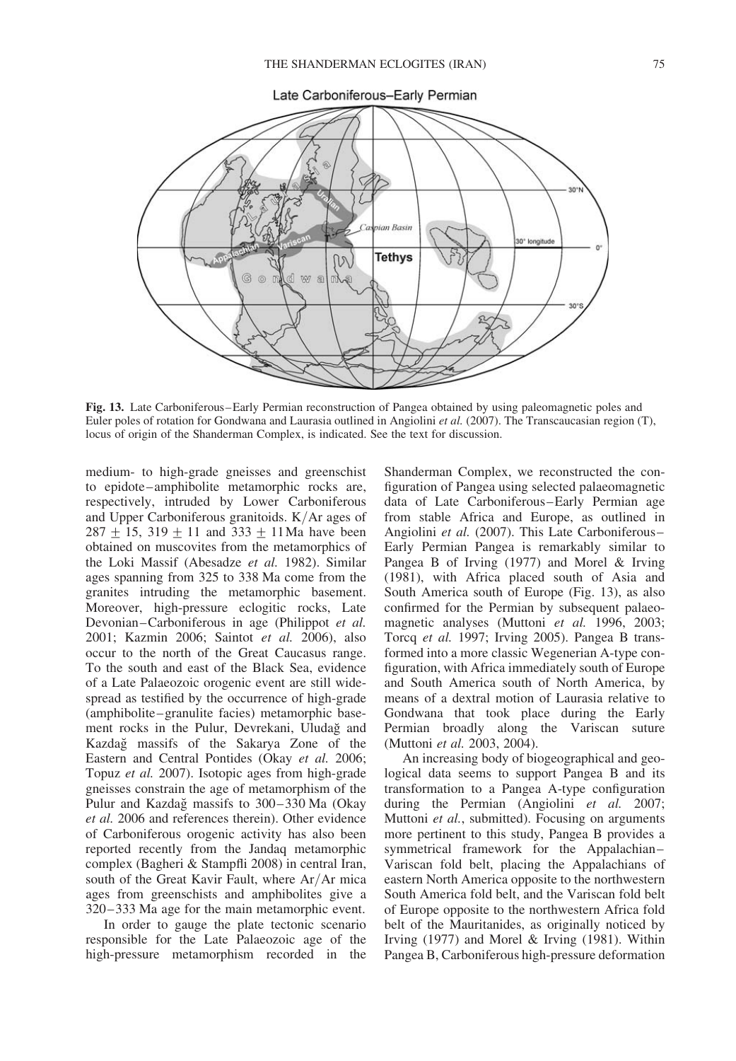**Fig. 13.** Late Carboniferous–Early Permian reconstruction of Pangea obtained by using paleomagnetic poles and Euler poles of rotation for Gondwana and Laurasia outlined in Angiolini *et al.* (2007). The Transcaucasian region (T), locus of origin of the Shanderman Complex, is indicated. See the text for discussion.

medium- to high-grade gneisses and greenschist to epidote–amphibolite metamorphic rocks are, respectively, intruded by Lower Carboniferous and Upper Carboniferous granitoids. K/Ar ages of $287 \pm 15$, $319 \pm 11$ and $333 \pm 11$ Ma have been obtained on muscovites from the metamorphics of the Loki Massif (Abesadze *et al.* 1982). Similar ages spanning from 325 to 338 Ma come from the granites intruding the metamorphic basement. Moreover, high-pressure eclogitic rocks, Late Devonian–Carboniferous in age (Philippot *et al.* 2001; Kazmin 2006; Saintot *et al.* 2006), also occur to the north of the Great Caucasus range. To the south and east of the Black Sea, evidence of a Late Palaeozoic orogenic event are still widespread as testified by the occurrence of high-grade (amphibolite–granulite facies) metamorphic basement rocks in the Pulur, Devrekani, Uludağ and Kazdağ massifs of the Sakarya Zone of the Eastern and Central Pontides (Okay *et al.* 2006; Topuz *et al.* 2007). Isotopic ages from high-grade gneisses constrain the age of metamorphism of the Pulur and Kazdağ massifs to 300–330 Ma (Okay *et al.* 2006 and references therein). Other evidence of Carboniferous orogenic activity has also been reported recently from the Jandaq metamorphic complex (Bagheri & Stampfli 2008) in central Iran, south of the Great Kavir Fault, where Ar/Ar mica ages from greenschists and amphibolites give a 320–333 Ma age for the main metamorphic event.

In order to gauge the plate tectonic scenario responsible for the Late Palaeozoic age of the high-pressure metamorphism recorded in the Shanderman Complex, we reconstructed the configuration of Pangea using selected palaeomagnetic data of Late Carboniferous–Early Permian age from stable Africa and Europe, as outlined in Angiolini *et al.* (2007). This Late Carboniferous–Early Permian Pangea is remarkably similar to Pangea B of Irving (1977) and Morel & Irving (1981), with Africa placed south of Asia and South America south of Europe (Fig. 13), as also confirmed for the Permian by subsequent palaeomagnetic analyses (Muttoni *et al.* 1996, 2003; Torcq *et al.* 1997; Irving 2005). Pangea B transformed into a more classic Wegenerian A-type configuration, with Africa immediately south of Europe and South America south of North America, by means of a dextral motion of Laurasia relative to Gondwana that took place during the Early Permian broadly along the Variscan suture (Muttoni *et al.* 2003, 2004).

An increasing body of biogeographical and geological data seems to support Pangea B and its transformation to a Pangea A-type configuration during the Permian (Angiolini *et al.* 2007; Muttoni *et al.*, submitted). Focusing on arguments more pertinent to this study, Pangea B provides a symmetrical framework for the Appalachian–Variscan fold belt, placing the Appalachians of eastern North America opposite to the northwestern South America fold belt, and the Variscan fold belt of Europe opposite to the northwestern Africa fold belt of the Mauritanides, as originally noticed by Irving (1977) and Morel & Irving (1981). Within Pangea B, Carboniferous high-pressure deformation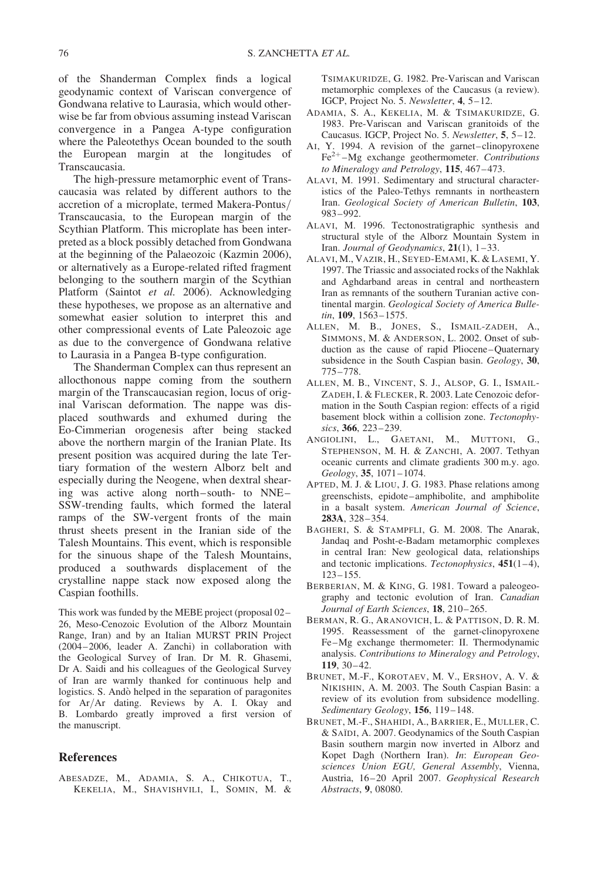of the Shanderman Complex finds a logical geodynamic context of Variscan convergence of Gondwana relative to Laurasia, which would otherwise be far from obvious assuming instead Variscan convergence in a Pangea A-type configuration where the Paleotethys Ocean bounded to the south the European margin at the longitudes of Transcaucasia.

The high-pressure metamorphic event of Transcaucasia was related by different authors to the accretion of a microplate, termed Makera-Pontus/Transcaucasia, to the European margin of the Scythian Platform. This microplate has been interpreted as a block possibly detached from Gondwana at the beginning of the Palaeozoic (Kazmin 2006), or alternatively as a Europe-related rifted fragment belonging to the southern margin of the Scythian Platform (Saintot *et al.* 2006). Acknowledging these hypotheses, we propose as an alternative and somewhat easier solution to interpret this and other compressional events of Late Paleozoic age as due to the convergence of Gondwana relative to Laurasia in a Pangea B-type configuration.

The Shanderman Complex can thus represent an allocthonous nappe coming from the southern margin of the Transcaucasian region, locus of original Variscan deformation. The nappe was displaced southwards and exhumed during the Eo-Cimmerian orogenesis after being stacked above the northern margin of the Iranian Plate. Its present position was acquired during the late Tertiary formation of the western Alborz belt and especially during the Neogene, when dextral shearing was active along north–south- to NNE–SSW-trending faults, which formed the lateral ramps of the SW-vergent fronts of the main thrust sheets present in the Iranian side of the Talesh Mountains. This event, which is responsible for the sinuous shape of the Talesh Mountains, produced a southwards displacement of the crystalline nappe stack now exposed along the Caspian foothills.

This work was funded by the MEBE project (proposal 02–26, Meso-Cenozoic Evolution of the Alborz Mountain Range, Iran) and by an Italian MURST PRIN Project (2004–2006, leader A. Zanchi) in collaboration with the Geological Survey of Iran. Dr M. R. Ghasemi, Dr A. Saidi and his colleagues of the Geological Survey of Iran are warmly thanked for continuous help and logistics. S. Andò helped in the separation of paragonites for Ar/Ar dating. Reviews by A. I. Okay and B. Lombardo greatly improved a first version of the manuscript.

## References

Abesadze, M., Adamia, S. A., Chikotua, T., Kekelia, M., Shavishvili, I., Somin, M. & Tsimakuridze, G. 1982. Pre-Variscan and Variscan metamorphic complexes of the Caucasus (a review). IGCP, Project No. 5. *Newsletter*, **4**, 5–12.

Adamia, S. A., Kekelia, M. & Tsimakuridze, G. 1983. Pre-Variscan and Variscan granitoids of the Caucasus. IGCP, Project No. 5. *Newsletter*, **5**, 5–12.

Ai, Y. 1994. A revision of the garnet–clinopyroxene $Fe^{2+}$–Mg exchange geothermometer. *Contributions to Mineralogy and Petrology*, **115**, 467–473.

Alavi, M. 1991. Sedimentary and structural characteristics of the Paleo-Tethys remnants in northeastern Iran. *Geological Society of American Bulletin*, **103**, 983–992.

Alavi, M. 1996. Tectonostratigraphic synthesis and structural style of the Alborz Mountain System in Iran. *Journal of Geodynamics*, **21**(1), 1–33.

Alavi, M., Vazir, H., Seyed-Emami, K. & Lasemi, Y. 1997. The Triassic and associated rocks of the Nakhlak and Aghdarband areas in central and northeastern Iran as remnants of the southern Turanian active continental margin. *Geological Society of America Bulletin*, **109**, 1563–1575.

Allen, M. B., Jones, S., Ismail-zadeh, A., Simmons, M. & Anderson, L. 2002. Onset of subduction as the cause of rapid Pliocene–Quaternary subsidence in the South Caspian basin. *Geology*, **30**, 775–778.

Allen, M. B., Vincent, S. J., Alsop, G. I., Ismail-Zadeh, I. & Flecker, R. 2003. Late Cenozoic deformation in the South Caspian region: effects of a rigid basement block within a collision zone. *Tectonophysics*, **366**, 223–239.

Angiolini, L., Gaetani, M., Muttoni, G., Stephenson, M. H. & Zanchi, A. 2007. Tethyan oceanic currents and climate gradients 300 m.y. ago. *Geology*, **35**, 1071–1074.

Apted, M. J. & Liou, J. G. 1983. Phase relations among greenschists, epidote–amphibolite, and amphibolite in a basalt system. *American Journal of Science*, **283A**, 328–354.

Bagheri, S. & Stampfli, G. M. 2008. The Anarak, Jandaq and Posht-e-Badam metamorphic complexes in central Iran: New geological data, relationships and tectonic implications. *Tectonophysics*, **451**(1–4), 123–155.

Berberian, M. & King, G. 1981. Toward a paleogeography and tectonic evolution of Iran. *Canadian Journal of Earth Sciences*, **18**, 210–265.

Berman, R. G., Aranovich, L. & Pattison, D. R. M. 1995. Reassessment of the garnet-clinopyroxene Fe–Mg exchange thermometer: II. Thermodynamic analysis. *Contributions to Mineralogy and Petrology*, **119**, 30–42.

Brunet, M.-F., Korotaev, M. V., Ershov, A. V. & Nikishin, A. M. 2003. The South Caspian Basin: a review of its evolution from subsidence modelling. *Sedimentary Geology*, **156**, 119–148.

Brunet, M.-F., Shahidi, A., Barrier, E., Muller, C. & Saïdi, A. 2007. Geodynamics of the South Caspian Basin southern margin now inverted in Alborz and Kopet Dagh (Northern Iran). *In*: *European Geosciences Union EGU, General Assembly*, Vienna, Austria, 16–20 April 2007. *Geophysical Research Abstracts*, **9**, 08080.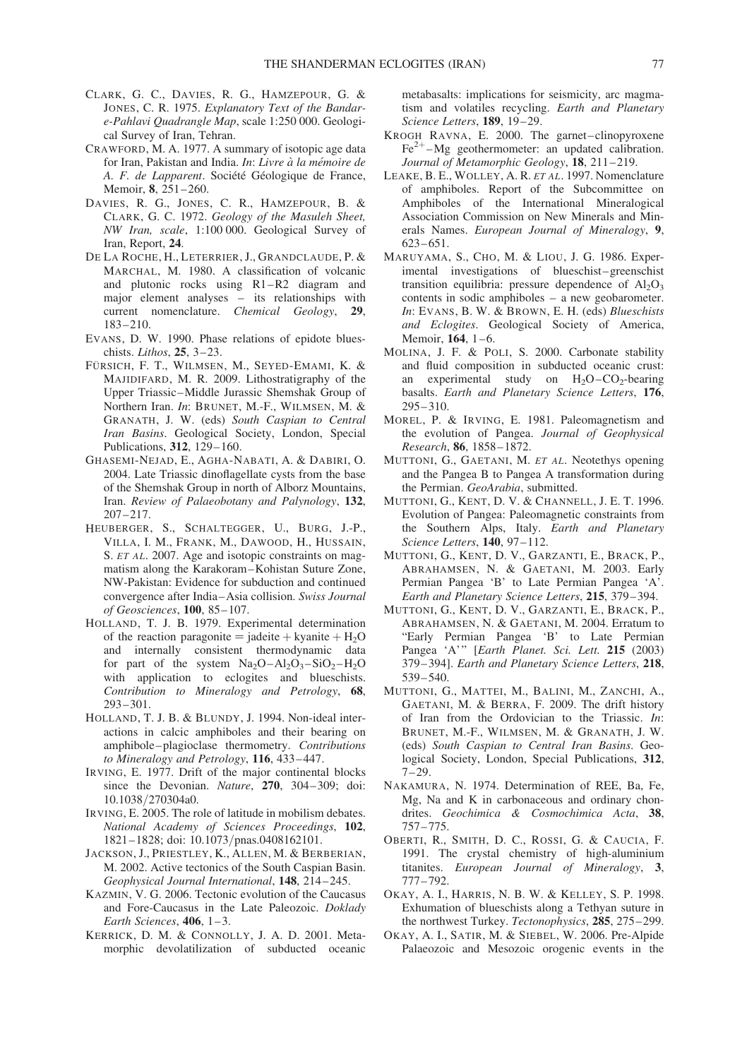Clark, G. C., Davies, R. G., Hamzepour, G. & Jones, C. R. 1975. *Explanatory Text of the Bandar-e-Pahlavi Quadrangle Map*, scale 1:250 000. Geological Survey of Iran, Tehran.

Crawford, M. A. 1977. A summary of isotopic age data for Iran, Pakistan and India. *In*: *Livre à la mémoire de A. F. de Lapparent*. Société Géologique de France, Memoir, **8**, 251–260.

Davies, R. G., Jones, C. R., Hamzepour, B. & Clark, G. C. 1972. *Geology of the Masuleh Sheet, NW Iran, scale*, 1:100 000. Geological Survey of Iran, Report, **24**.

De La Roche, H., Leterrier, J., Grandclaude, P. & Marchal, M. 1980. A classification of volcanic and plutonic rocks using R1–R2 diagram and major element analyses – its relationships with current nomenclature. *Chemical Geology*, **29**, 183–210.

Evans, D. W. 1990. Phase relations of epidote blueschists. *Lithos*, **25**, 3–23.

Fürsich, F. T., Wilmsen, M., Seyed-Emami, K. & Majidifard, M. R. 2009. Lithostratigraphy of the Upper Triassic–Middle Jurassic Shemshak Group of Northern Iran. *In*: Brunet, M.-F., Wilmsen, M. & Granath, J. W. (eds) *South Caspian to Central Iran Basins*. Geological Society, London, Special Publications, **312**, 129–160.

Ghasemi-Nejad, E., Agha-Nabati, A. & Dabiri, O. 2004. Late Triassic dinoflagellate cysts from the base of the Shemshak Group in north of Alborz Mountains, Iran. *Review of Palaeobotany and Palynology*, **132**, 207–217.

Heuberger, S., Schaltegger, U., Burg, J.-P., Villa, I. M., Frank, M., Dawood, H., Hussain, S. *et al*. 2007. Age and isotopic constraints on magmatism along the Karakoram–Kohistan Suture Zone, NW-Pakistan: Evidence for subduction and continued convergence after India–Asia collision. *Swiss Journal of Geosciences*, **100**, 85–107.

Holland, T. J. B. 1979. Experimental determination of the reaction paragonite = jadeite + kyanite + $H_2O$ and internally consistent thermodynamic data for part of the system $Na_2O$–$Al_2O_3$–$SiO_2$–$H_2O$ with application to eclogites and blueschists. *Contribution to Mineralogy and Petrology*, **68**, 293–301.

Holland, T. J. B. & Blundy, J. 1994. Non-ideal interactions in calcic amphiboles and their bearing on amphibole–plagioclase thermometry. *Contributions to Mineralogy and Petrology*, **116**, 433–447.

Irving, E. 1977. Drift of the major continental blocks since the Devonian. *Nature*, **270**, 304–309; doi: 10.1038/270304a0.

Irving, E. 2005. The role of latitude in mobilism debates. *National Academy of Sciences Proceedings*, **102**, 1821–1828; doi: 10.1073/pnas.0408162101.

Jackson, J., Priestley, K., Allen, M. & Berberian, M. 2002. Active tectonics of the South Caspian Basin. *Geophysical Journal International*, **148**, 214–245.

Kazmin, V. G. 2006. Tectonic evolution of the Caucasus and Fore-Caucasus in the Late Paleozoic. *Doklady Earth Sciences*, **406**, 1–3.

Kerrick, D. M. & Connolly, J. A. D. 2001. Metamorphic devolatilization of subducted oceanic metabasalts: implications for seismicity, arc magmatism and volatiles recycling. *Earth and Planetary Science Letters*, **189**, 19–29.

Krogh Ravna, E. 2000. The garnet–clinopyroxene $Fe^{2+}$–Mg geothermometer: an updated calibration. *Journal of Metamorphic Geology*, **18**, 211–219.

Leake, B. E., Wolley, A. R. *et al*. 1997. Nomenclature of amphiboles. Report of the Subcommittee on Amphiboles of the International Mineralogical Association Commission on New Minerals and Minerals Names. *European Journal of Mineralogy*, **9**, 623–651.

Maruyama, S., Cho, M. & Liou, J. G. 1986. Experimental investigations of blueschist–greenschist transition equilibria: pressure dependence of $Al_2O_3$ contents in sodic amphiboles – a new geobarometer. *In*: Evans, B. W. & Brown, E. H. (eds) *Blueschists and Eclogites*. Geological Society of America, Memoir, **164**, 1–6.

Molina, J. F. & Poli, S. 2000. Carbonate stability and fluid composition in subducted oceanic crust: an experimental study on $H_2O$–$CO_2$-bearing basalts. *Earth and Planetary Science Letters*, **176**, 295–310.

Morel, P. & Irving, E. 1981. Paleomagnetism and the evolution of Pangea. *Journal of Geophysical Research*, **86**, 1858–1872.

Muttoni, G., Gaetani, M. *et al*. Neotethys opening and the Pangea B to Pangea A transformation during the Permian. *GeoArabia*, submitted.

Muttoni, G., Kent, D. V. & Channell, J. E. T. 1996. Evolution of Pangea: Paleomagnetic constraints from the Southern Alps, Italy. *Earth and Planetary Science Letters*, **140**, 97–112.

Muttoni, G., Kent, D. V., Garzanti, E., Brack, P., Abrahamsen, N. & Gaetani, M. 2003. Early Permian Pangea 'B' to Late Permian Pangea 'A'. *Earth and Planetary Science Letters*, **215**, 379–394.

Muttoni, G., Kent, D. V., Garzanti, E., Brack, P., Abrahamsen, N. & Gaetani, M. 2004. Erratum to "Early Permian Pangea 'B' to Late Permian Pangea 'A'" [*Earth Planet. Sci. Lett.* **215** (2003) 379–394]. *Earth and Planetary Science Letters*, **218**, 539–540.

Muttoni, G., Mattei, M., Balini, M., Zanchi, A., Gaetani, M. & Berra, F. 2009. The drift history of Iran from the Ordovician to the Triassic. *In*: Brunet, M.-F., Wilmsen, M. & Granath, J. W. (eds) *South Caspian to Central Iran Basins*. Geological Society, London, Special Publications, **312**, 7–29.

Nakamura, N. 1974. Determination of REE, Ba, Fe, Mg, Na and K in carbonaceous and ordinary chondrites. *Geochimica & Cosmochimica Acta*, **38**, 757–775.

Oberti, R., Smith, D. C., Rossi, G. & Caucia, F. 1991. The crystal chemistry of high-aluminium titanites. *European Journal of Mineralogy*, **3**, 777–792.

Okay, A. I., Harris, N. B. W. & Kelley, S. P. 1998. Exhumation of blueschists along a Tethyan suture in the northwest Turkey. *Tectonophysics*, **285**, 275–299.

Okay, A. I., Satir, M. & Siebel, W. 2006. Pre-Alpide Palaeozoic and Mesozoic orogenic events in the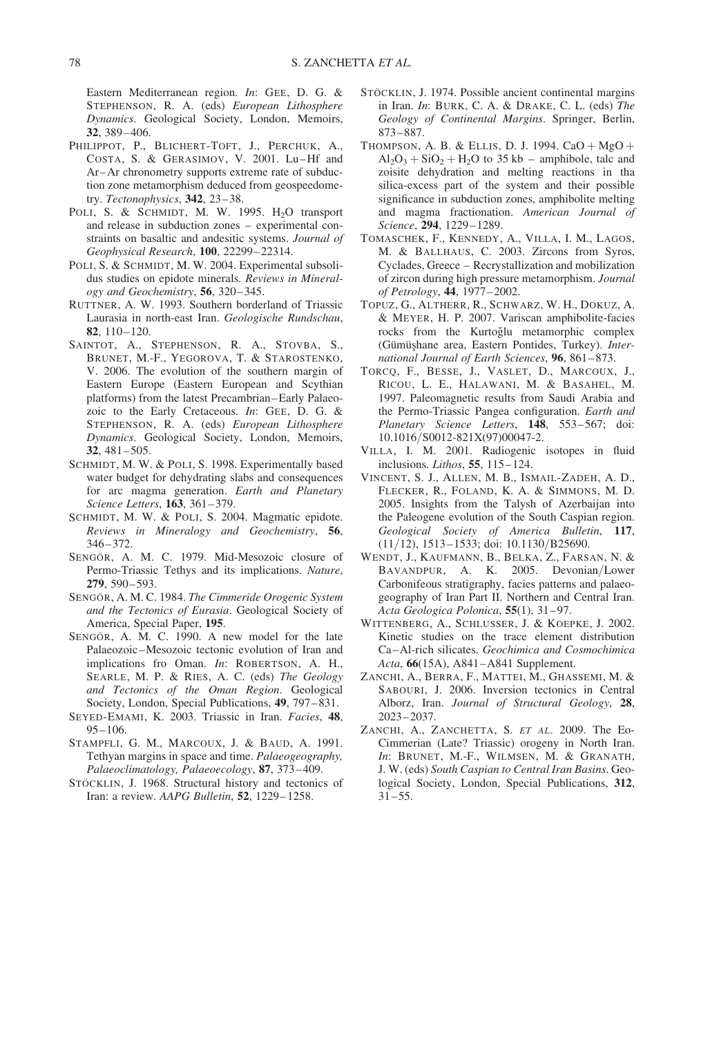Eastern Mediterranean region. *In*: GEE, D. G. & STEPHENSON, R. A. (eds) *European Lithosphere Dynamics*. Geological Society, London, Memoirs, **32**, 389–406.

PHILIPPOT, P., BLICHERT-TOFT, J., PERCHUK, A., COSTA, S. & GERASIMOV, V. 2001. Lu–Hf and Ar–Ar chronometry supports extreme rate of subduction zone metamorphism deduced from geospeedometry. *Tectonophysics*, **342**, 23–38.

POLI, S. & SCHMIDT, M. W. 1995. $H_2O$ transport and release in subduction zones – experimental constraints on basaltic and andesitic systems. *Journal of Geophysical Research*, **100**, 22299–22314.

POLI, S. & SCHMIDT, M. W. 2004. Experimental subsolidus studies on epidote minerals. *Reviews in Mineralogy and Geochemistry*, **56**, 320–345.

RUTTNER, A. W. 1993. Southern borderland of Triassic Laurasia in north-east Iran. *Geologische Rundschau*, **82**, 110–120.

SAINTOT, A., STEPHENSON, R. A., STOVBA, S., BRUNET, M.-F., YEGOROVA, T. & STAROSTENKO, V. 2006. The evolution of the southern margin of Eastern Europe (Eastern European and Scythian platforms) from the latest Precambrian–Early Palaeozoic to the Early Cretaceous. *In*: GEE, D. G. & STEPHENSON, R. A. (eds) *European Lithosphere Dynamics*. Geological Society, London, Memoirs, **32**, 481–505.

SCHMIDT, M. W. & POLI, S. 1998. Experimentally based water budget for dehydrating slabs and consequences for arc magma generation. *Earth and Planetary Science Letters*, **163**, 361–379.

SCHMIDT, M. W. & POLI, S. 2004. Magmatic epidote. *Reviews in Mineralogy and Geochemistry*, **56**, 346–372.

SENGÖR, A. M. C. 1979. Mid-Mesozoic closure of Permo-Triassic Tethys and its implications. *Nature*, **279**, 590–593.

SENGÖR, A. M. C. 1984. *The Cimmeride Orogenic System and the Tectonics of Eurasia*. Geological Society of America, Special Paper, **195**.

SENGÖR, A. M. C. 1990. A new model for the late Palaeozoic–Mesozoic tectonic evolution of Iran and implications fro Oman. *In*: ROBERTSON, A. H., SEARLE, M. P. & RIES, A. C. (eds) *The Geology and Tectonics of the Oman Region*. Geological Society, London, Special Publications, **49**, 797–831.

SEYED-EMAMI, K. 2003. Triassic in Iran. *Facies*, **48**, 95–106.

STAMPFLI, G. M., MARCOUX, J. & BAUD, A. 1991. Tethyan margins in space and time. *Palaeogeography, Palaeoclimatology, Palaeoecology*, **87**, 373–409.

STÖCKLIN, J. 1968. Structural history and tectonics of Iran: a review. *AAPG Bulletin*, **52**, 1229–1258.

STÖCKLIN, J. 1974. Possible ancient continental margins in Iran. *In*: BURK, C. A. & DRAKE, C. L. (eds) *The Geology of Continental Margins*. Springer, Berlin, 873–887.

THOMPSON, A. B. & ELLIS, D. J. 1994. $CaO + MgO + Al_2O_3 + SiO_2 + H_2O$ to 35 kb – amphibole, talc and zoisite dehydration and melting reactions in tha silica-excess part of the system and their possible significance in subduction zones, amphibolite melting and magma fractionation. *American Journal of Science*, **294**, 1229–1289.

TOMASCHEK, F., KENNEDY, A., VILLA, I. M., LAGOS, M. & BALLHAUS, C. 2003. Zircons from Syros, Cyclades, Greece – Recrystallization and mobilization of zircon during high pressure metamorphism. *Journal of Petrology*, **44**, 1977–2002.

TOPUZ, G., ALTHERR, R., SCHWARZ, W. H., DOKUZ, A. & MEYER, H. P. 2007. Variscan amphibolite-facies rocks from the Kurtoğlu metamorphic complex (Gümüşhane area, Eastern Pontides, Turkey). *International Journal of Earth Sciences*, **96**, 861–873.

TORCQ, F., BESSE, J., VASLET, D., MARCOUX, J., RICOU, L. E., HALAWANI, M. & BASAHEL, M. 1997. Paleomagnetic results from Saudi Arabia and the Permo-Triassic Pangea configuration. *Earth and Planetary Science Letters*, **148**, 553–567; doi: 10.1016/S0012-821X(97)00047-2.

VILLA, I. M. 2001. Radiogenic isotopes in fluid inclusions. *Lithos*, **55**, 115–124.

VINCENT, S. J., ALLEN, M. B., ISMAIL-ZADEH, A. D., FLECKER, R., FOLAND, K. A. & SIMMONS, M. D. 2005. Insights from the Talysh of Azerbaijan into the Paleogene evolution of the South Caspian region. *Geological Society of America Bulletin*, **117**, (11/12), 1513–1533; doi: 10.1130/B25690.

WENDT, J., KAUFMANN, B., BELKA, Z., FARSAN, N. & BAVANDPUR, A. K. 2005. Devonian/Lower Carbonifeous stratigraphy, facies patterns and palaeogeography of Iran Part II. Northern and Central Iran. *Acta Geologica Polonica*, **55**(1), 31–97.

WITTENBERG, A., SCHLUSSER, J. & KOEPKE, J. 2002. Kinetic studies on the trace element distribution Ca–Al-rich silicates. *Geochimica et Cosmochimica Acta*, **66**(15A), A841–A841 Supplement.

ZANCHI, A., BERRA, F., MATTEI, M., GHASSEMI, M. & SABOURI, J. 2006. Inversion tectonics in Central Alborz, Iran. *Journal of Structural Geology*, **28**, 2023–2037.

ZANCHI, A., ZANCHETTA, S. *ET AL*. 2009. The Eo-Cimmerian (Late? Triassic) orogeny in North Iran. *In*: BRUNET, M.-F., WILMSEN, M. & GRANATH, J. W. (eds) *South Caspian to Central Iran Basins*. Geological Society, London, Special Publications, **312**, 31–55.